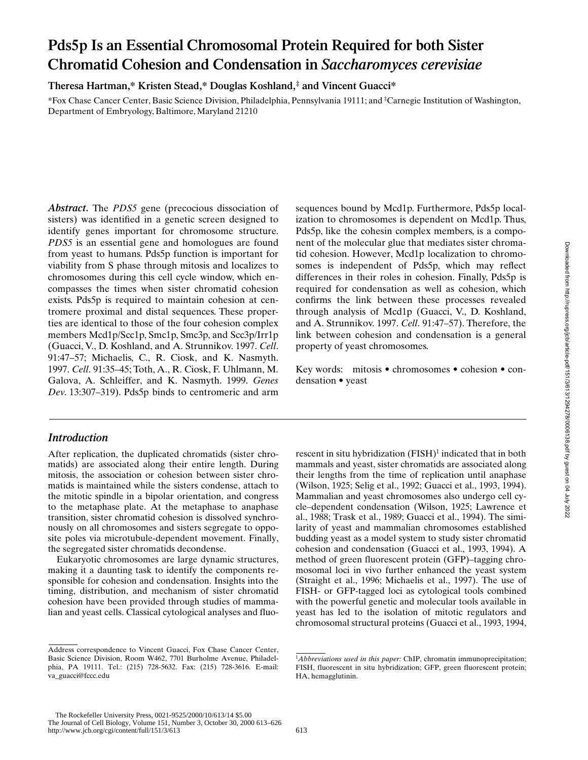# Pds5p Is an Essential Chromosomal Protein Required for both Sister Chromatid Cohesion and Condensation in *Saccharomyces cerevisiae*

**Theresa Hartman,* Kristen Stead,* Douglas Koshland,‡ and Vincent Guacci***

*Fox Chase Cancer Center, Basic Science Division, Philadelphia, Pennsylvania 19111; and ‡Carnegie Institution of Washington, Department of Embryology, Baltimore, Maryland 21210

***Abstract.*** The *PDS5* gene (precocious dissociation of sisters) was identified in a genetic screen designed to identify genes important for chromosome structure. *PDS5* is an essential gene and homologues are found from yeast to humans. Pds5p function is important for viability from S phase through mitosis and localizes to chromosomes during this cell cycle window, which encompasses the times when sister chromatid cohesion exists. Pds5p is required to maintain cohesion at centromere proximal and distal sequences. These properties are identical to those of the four cohesion complex members Mcd1p/Scc1p, Smc1p, Smc3p, and Scc3p/Irr1p (Guacci, V., D. Koshland, and A. Strunnikov. 1997. *Cell*. 91:47–57; Michaelis, C., R. Ciosk, and K. Nasmyth. 1997. *Cell*. 91:35–45; Toth, A., R. Ciosk, F. Uhlmann, M. Galova, A. Schleiffer, and K. Nasmyth. 1999. *Genes Dev*. 13:307–319). Pds5p binds to centromeric and arm sequences bound by Mcd1p. Furthermore, Pds5p localization to chromosomes is dependent on Mcd1p. Thus, Pds5p, like the cohesin complex members, is a component of the molecular glue that mediates sister chromatid cohesion. However, Mcd1p localization to chromosomes is independent of Pds5p, which may reflect differences in their roles in cohesion. Finally, Pds5p is required for condensation as well as cohesion, which confirms the link between these processes revealed through analysis of Mcd1p (Guacci, V., D. Koshland, and A. Strunnikov. 1997. *Cell*. 91:47–57). Therefore, the link between cohesion and condensation is a general property of yeast chromosomes.

Key words: mitosis • chromosomes • cohesion • condensation • yeast

## *Introduction*

After replication, the duplicated chromatids (sister chromatids) are associated along their entire length. During mitosis, the association or cohesion between sister chromatids is maintained while the sisters condense, attach to the mitotic spindle in a bipolar orientation, and congress to the metaphase plate. At the metaphase to anaphase transition, sister chromatid cohesion is dissolved synchronously on all chromosomes and sisters segregate to opposite poles via microtubule-dependent movement. Finally, the segregated sister chromatids decondense.

Eukaryotic chromosomes are large dynamic structures, making it a daunting task to identify the components responsible for cohesion and condensation. Insights into the timing, distribution, and mechanism of sister chromatid cohesion have been provided through studies of mammalian and yeast cells. Classical cytological analyses and fluorescent in situ hybridization (FISH)[1] indicated that in both mammals and yeast, sister chromatids are associated along their lengths from the time of replication until anaphase (Wilson, 1925; Selig et al., 1992; Guacci et al., 1993, 1994). Mammalian and yeast chromosomes also undergo cell cycle–dependent condensation (Wilson, 1925; Lawrence et al., 1988; Trask et al., 1989; Guacci et al., 1994). The similarity of yeast and mammalian chromosomes established budding yeast as a model system to study sister chromatid cohesion and condensation (Guacci et al., 1993, 1994). A method of green fluorescent protein (GFP)–tagging chromosomal loci in vivo further enhanced the yeast system (Straight et al., 1996; Michaelis et al., 1997). The use of FISH- or GFP-tagged loci as cytological tools combined with the powerful genetic and molecular tools available in yeast has led to the isolation of mitotic regulators and chromosomal structural proteins (Guacci et al., 1993, 1994,

Address correspondence to Vincent Guacci, Fox Chase Cancer Center, Basic Science Division, Room W462, 7701 Burholme Avenue, Philadelphia, PA 19111. Tel.: (215) 728-5632. Fax: (215) 728-3616. E-mail: va_guacci@fccc.edu

[1] *Abbreviations used in this paper:* ChIP, chromatin immunoprecipitation; FISH, fluorescent in situ hybridization; GFP, green fluorescent protein; HA, hemagglutinin.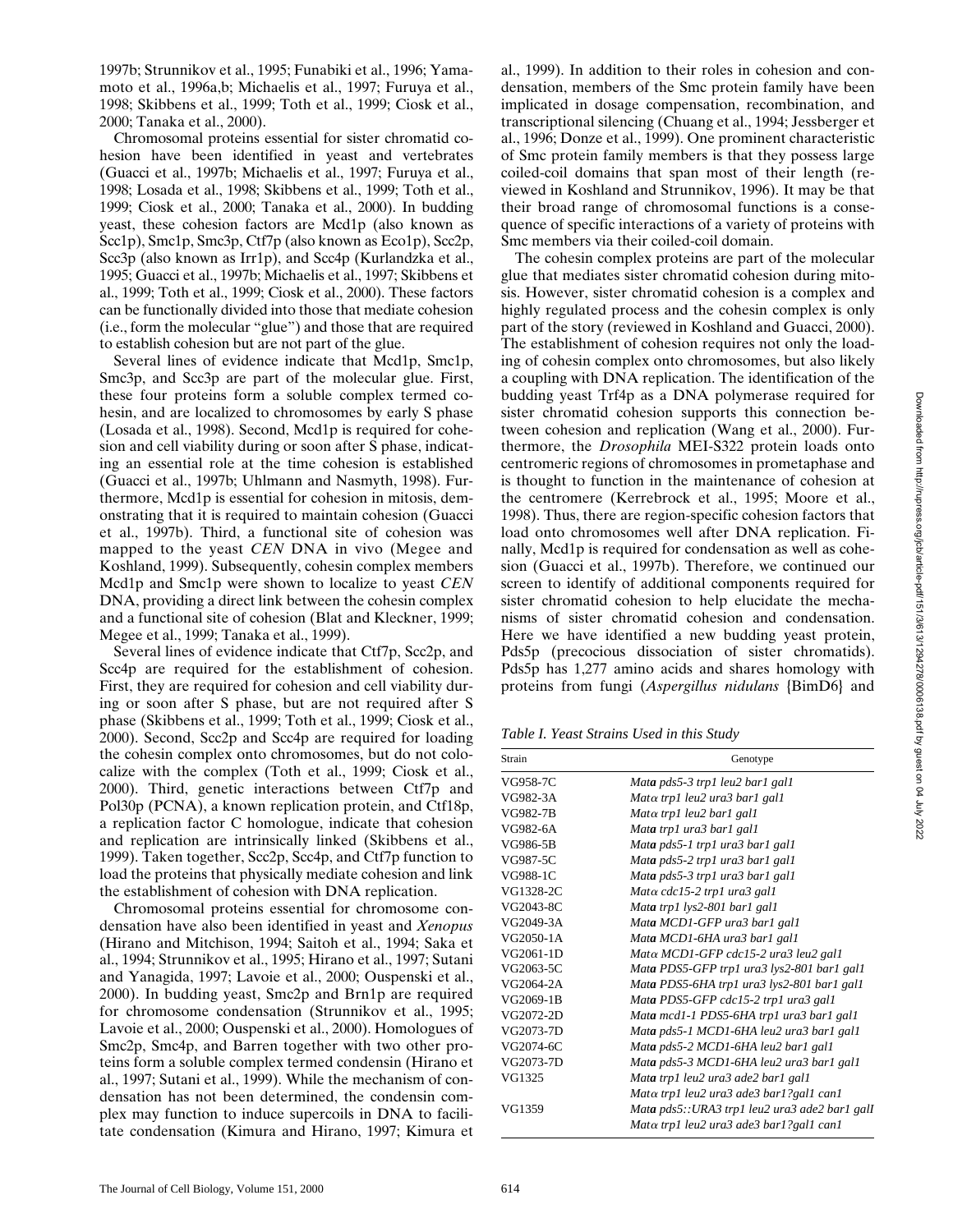1997b; Strunnikov et al., 1995; Funabiki et al., 1996; Yamamoto et al., 1996a,b; Michaelis et al., 1997; Furuya et al., 1998; Skibbens et al., 1999; Toth et al., 1999; Ciosk et al., 2000; Tanaka et al., 2000).

Chromosomal proteins essential for sister chromatid cohesion have been identified in yeast and vertebrates (Guacci et al., 1997b; Michaelis et al., 1997; Furuya et al., 1998; Losada et al., 1998; Skibbens et al., 1999; Toth et al., 1999; Ciosk et al., 2000; Tanaka et al., 2000). In budding yeast, these cohesion factors are Mcd1p (also known as Scc1p), Smc1p, Smc3p, Ctf7p (also known as Eco1p), Scc2p, Scc3p (also known as Irr1p), and Scc4p (Kurlandzka et al., 1995; Guacci et al., 1997b; Michaelis et al., 1997; Skibbens et al., 1999; Toth et al., 1999; Ciosk et al., 2000). These factors can be functionally divided into those that mediate cohesion (i.e., form the molecular "glue") and those that are required to establish cohesion but are not part of the glue.

Several lines of evidence indicate that Mcd1p, Smc1p, Smc3p, and Scc3p are part of the molecular glue. First, these four proteins form a soluble complex termed cohesin, and are localized to chromosomes by early S phase (Losada et al., 1998). Second, Mcd1p is required for cohesion and cell viability during or soon after S phase, indicating an essential role at the time cohesion is established (Guacci et al., 1997b; Uhlmann and Nasmyth, 1998). Furthermore, Mcd1p is essential for cohesion in mitosis, demonstrating that it is required to maintain cohesion (Guacci et al., 1997b). Third, a functional site of cohesion was mapped to the yeast *CEN* DNA in vivo (Megee and Koshland, 1999). Subsequently, cohesin complex members Mcd1p and Smc1p were shown to localize to yeast *CEN* DNA, providing a direct link between the cohesin complex and a functional site of cohesion (Blat and Kleckner, 1999; Megee et al., 1999; Tanaka et al., 1999).

Several lines of evidence indicate that Ctf7p, Scc2p, and Scc4p are required for the establishment of cohesion. First, they are required for cohesion and cell viability during or soon after S phase, but are not required after S phase (Skibbens et al., 1999; Toth et al., 1999; Ciosk et al., 2000). Second, Scc2p and Scc4p are required for loading the cohesin complex onto chromosomes, but do not colocalize with the complex (Toth et al., 1999; Ciosk et al., 2000). Third, genetic interactions between Ctf7p and Pol30p (PCNA), a known replication protein, and Ctf18p, a replication factor C homologue, indicate that cohesion and replication are intrinsically linked (Skibbens et al., 1999). Taken together, Scc2p, Scc4p, and Ctf7p function to load the proteins that physically mediate cohesion and link the establishment of cohesion with DNA replication.

Chromosomal proteins essential for chromosome condensation have also been identified in yeast and *Xenopus* (Hirano and Mitchison, 1994; Saitoh et al., 1994; Saka et al., 1994; Strunnikov et al., 1995; Hirano et al., 1997; Sutani and Yanagida, 1997; Lavoie et al., 2000; Ouspenski et al., 2000). In budding yeast, Smc2p and Brn1p are required for chromosome condensation (Strunnikov et al., 1995; Lavoie et al., 2000; Ouspenski et al., 2000). Homologues of Smc2p, Smc4p, and Barren together with two other proteins form a soluble complex termed condensin (Hirano et al., 1997; Sutani et al., 1999). While the mechanism of condensation has not been determined, the condensin complex may function to induce supercoils in DNA to facilitate condensation (Kimura and Hirano, 1997; Kimura et al., 1999). In addition to their roles in cohesion and condensation, members of the Smc protein family have been implicated in dosage compensation, recombination, and transcriptional silencing (Chuang et al., 1994; Jessberger et al., 1996; Donze et al., 1999). One prominent characteristic of Smc protein family members is that they possess large coiled-coil domains that span most of their length (reviewed in Koshland and Strunnikov, 1996). It may be that their broad range of chromosomal functions is a consequence of specific interactions of a variety of proteins with Smc members via their coiled-coil domain.

The cohesin complex proteins are part of the molecular glue that mediates sister chromatid cohesion during mitosis. However, sister chromatid cohesion is a complex and highly regulated process and the cohesin complex is only part of the story (reviewed in Koshland and Guacci, 2000). The establishment of cohesion requires not only the loading of cohesin complex onto chromosomes, but also likely a coupling with DNA replication. The identification of the budding yeast Trf4p as a DNA polymerase required for sister chromatid cohesion supports this connection between cohesion and replication (Wang et al., 2000). Furthermore, the *Drosophila* MEI-S322 protein loads onto centromeric regions of chromosomes in prometaphase and is thought to function in the maintenance of cohesion at the centromere (Kerrebrock et al., 1995; Moore et al., 1998). Thus, there are region-specific cohesion factors that load onto chromosomes well after DNA replication. Finally, Mcd1p is required for condensation as well as cohesion (Guacci et al., 1997b). Therefore, we continued our screen to identify of additional components required for sister chromatid cohesion to help elucidate the mechanisms of sister chromatid cohesion and condensation. Here we have identified a new budding yeast protein, Pds5p (precocious dissociation of sister chromatids). Pds5p has 1,277 amino acids and shares homology with proteins from fungi (*Aspergillus nidulans* {BimD6} and

*Table I. Yeast Strains Used in this Study*

| Strain | Genotype |
|---|---|
| VG958-7C | *Mat**a** pds5-3 trp1 leu2 bar1 gal1* |
| VG982-3A | *Matα trp1 leu2 ura3 bar1 gal1* |
| VG982-7B | *Matα trp1 leu2 bar1 gal1* |
| VG982-6A | *Mat**a** trp1 ura3 bar1 gal1* |
| VG986-5B | *Mat**a** pds5-1 trp1 ura3 bar1 gal1* |
| VG987-5C | *Mat**a** pds5-2 trp1 ura3 bar1 gal1* |
| VG988-1C | *Mat**a** pds5-3 trp1 ura3 bar1 gal1* |
| VG1328-2C | *Matα cdc15-2 trp1 ura3 gal1* |
| VG2043-8C | *Mat**a** trp1 lys2-801 bar1 gal1* |
| VG2049-3A | *Mat**a** MCD1-GFP ura3 bar1 gal1* |
| VG2050-1A | *Mat**a** MCD1-6HA ura3 bar1 gal1* |
| VG2061-1D | *Matα MCD1-GFP cdc15-2 ura3 leu2 gal1* |
| VG2063-5C | *Mat**a** PDS5-GFP trp1 ura3 lys2-801 bar1 gal1* |
| VG2064-2A | *Mat**a** PDS5-6HA trp1 ura3 lys2-801 bar1 gal1* |
| VG2069-1B | *Mat**a** PDS5-GFP cdc15-2 trp1 ura3 gal1* |
| VG2072-2D | *Mat**a** mcd1-1 PDS5-6HA trp1 ura3 bar1 gal1* |
| VG2073-7D | *Mat**a** pds5-1 MCD1-6HA leu2 ura3 bar1 gal1* |
| VG2074-6C | *Mat**a** pds5-2 MCD1-6HA leu2 bar1 gal1* |
| VG2073-7D | *Mat**a** pds5-3 MCD1-6HA leu2 ura3 bar1 gal1* |
| VG1325 | *Mat**a** trp1 leu2 ura3 ade2 bar1 gal1* |
| | *Matα trp1 leu2 ura3 ade3 bar1?gal1 can1* |
| VG1359 | *Mat**a** pds5::URA3 trp1 leu2 ura3 ade2 bar1 galI* |
| | *Matα trp1 leu2 ura3 ade3 bar1?gal1 can1* |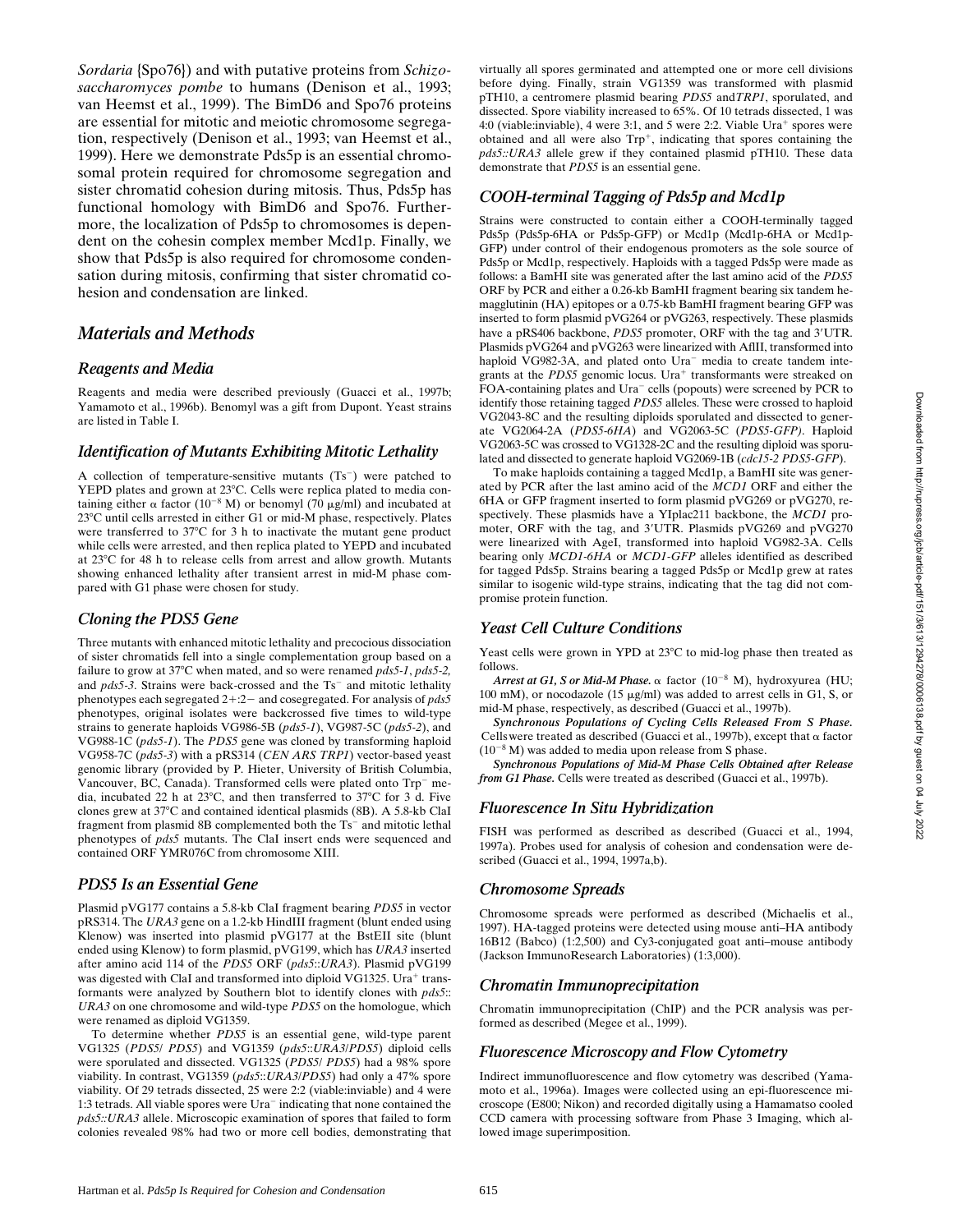*Sordaria* {Spo76}) and with putative proteins from *Schizosaccharomyces pombe* to humans (Denison et al., 1993; van Heemst et al., 1999). The BimD6 and Spo76 proteins are essential for mitotic and meiotic chromosome segregation, respectively (Denison et al., 1993; van Heemst et al., 1999). Here we demonstrate Pds5p is an essential chromosomal protein required for chromosome segregation and sister chromatid cohesion during mitosis. Thus, Pds5p has functional homology with BimD6 and Spo76. Furthermore, the localization of Pds5p to chromosomes is dependent on the cohesin complex member Mcd1p. Finally, we show that Pds5p is also required for chromosome condensation during mitosis, confirming that sister chromatid cohesion and condensation are linked.

# Materials and Methods

## Reagents and Media

Reagents and media were described previously (Guacci et al., 1997b; Yamamoto et al., 1996b). Benomyl was a gift from Dupont. Yeast strains are listed in Table I.

## Identification of Mutants Exhibiting Mitotic Lethality

A collection of temperature-sensitive mutants ($Ts^-$) were patched to YEPD plates and grown at 23°C. Cells were replica plated to media containing either α factor ($10^{-8}$ M) or benomyl (70 μg/ml) and incubated at 23°C until cells arrested in either G1 or mid-M phase, respectively. Plates were transferred to 37°C for 3 h to inactivate the mutant gene product while cells were arrested, and then replica plated to YEPD and incubated at 23°C for 48 h to release cells from arrest and allow growth. Mutants showing enhanced lethality after transient arrest in mid-M phase compared with G1 phase were chosen for study.

## Cloning the PDS5 Gene

Three mutants with enhanced mitotic lethality and precocious dissociation of sister chromatids fell into a single complementation group based on a failure to grow at 37°C when mated, and so were renamed *pds5-1*, *pds5-2,* and *pds5-3*. Strains were back-crossed and the $Ts^-$ and mitotic lethality phenotypes each segregated 2+:2− and cosegregated. For analysis of *pds5* phenotypes, original isolates were backcrossed five times to wild-type strains to generate haploids VG986-5B (*pds5-1*), VG987-5C (*pds5-2*), and VG988-1C (*pds5-1*). The *PDS5* gene was cloned by transforming haploid VG958-7C (*pds5-3*) with a pRS314 (*CEN ARS TRP1*) vector-based yeast genomic library (provided by P. Hieter, University of British Columbia, Vancouver, BC, Canada). Transformed cells were plated onto $Trp^-$ media, incubated 22 h at 23°C, and then transferred to 37°C for 3 d. Five clones grew at 37°C and contained identical plasmids (8B). A 5.8-kb ClaI fragment from plasmid 8B complemented both the $Ts^-$ and mitotic lethal phenotypes of *pds5* mutants. The ClaI insert ends were sequenced and contained ORF YMR076C from chromosome XIII.

## PDS5 Is an Essential Gene

Plasmid pVG177 contains a 5.8-kb ClaI fragment bearing *PDS5* in vector pRS314. The *URA3* gene on a 1.2-kb HindIII fragment (blunt ended using Klenow) was inserted into plasmid pVG177 at the BstEII site (blunt ended using Klenow) to form plasmid, pVG199, which has *URA3* inserted after amino acid 114 of the *PDS5* ORF (*pds5*::*URA3*). Plasmid pVG199 was digested with ClaI and transformed into diploid VG1325. $Ura^+$ transformants were analyzed by Southern blot to identify clones with *pds5*::*URA3* on one chromosome and wild-type *PDS5* on the homologue, which were renamed as diploid VG1359.

To determine whether *PDS5* is an essential gene, wild-type parent VG1325 (*PDS5*/ *PDS5*) and VG1359 (*pds5*::*URA3*/*PDS5*) diploid cells were sporulated and dissected. VG1325 (*PDS5*/ *PDS5*) had a 98% spore viability. In contrast, VG1359 (*pds5*::*URA3*/*PDS5*) had only a 47% spore viability. Of 29 tetrads dissected, 25 were 2:2 (viable:inviable) and 4 were 1:3 tetrads. All viable spores were $Ura^-$ indicating that none contained the *pds5::URA3* allele. Microscopic examination of spores that failed to form colonies revealed 98% had two or more cell bodies, demonstrating that virtually all spores germinated and attempted one or more cell divisions before dying. Finally, strain VG1359 was transformed with plasmid pTH10, a centromere plasmid bearing *PDS5* and*TRP1*, sporulated, and dissected. Spore viability increased to 65%. Of 10 tetrads dissected, 1 was 4:0 (viable:inviable), 4 were 3:1, and 5 were 2:2. Viable $Ura^+$ spores were obtained and all were also $Trp^+$, indicating that spores containing the *pds5::URA3* allele grew if they contained plasmid pTH10. These data demonstrate that *PDS5* is an essential gene.

## COOH-terminal Tagging of Pds5p and Mcd1p

Strains were constructed to contain either a COOH-terminally tagged Pds5p (Pds5p-6HA or Pds5p-GFP) or Mcd1p (Mcd1p-6HA or Mcd1p-GFP) under control of their endogenous promoters as the sole source of Pds5p or Mcd1p, respectively. Haploids with a tagged Pds5p were made as follows: a BamHI site was generated after the last amino acid of the *PDS5* ORF by PCR and either a 0.26-kb BamHI fragment bearing six tandem hemagglutinin (HA) epitopes or a 0.75-kb BamHI fragment bearing GFP was inserted to form plasmid pVG264 or pVG263, respectively. These plasmids have a pRS406 backbone, *PDS5* promoter, ORF with the tag and 3′UTR. Plasmids pVG264 and pVG263 were linearized with AflII, transformed into haploid VG982-3A, and plated onto $Ura^-$ media to create tandem integrants at the *PDS5* genomic locus. $Ura^+$ transformants were streaked on FOA-containing plates and $Ura^-$ cells (popouts) were screened by PCR to identify those retaining tagged *PDS5* alleles. These were crossed to haploid VG2043-8C and the resulting diploids sporulated and dissected to generate VG2064-2A (*PDS5-6HA*) and VG2063-5C (*PDS5-GFP*). Haploid VG2063-5C was crossed to VG1328-2C and the resulting diploid was sporulated and dissected to generate haploid VG2069-1B (*cdc15-2 PDS5-GFP*).

To make haploids containing a tagged Mcd1p, a BamHI site was generated by PCR after the last amino acid of the *MCD1* ORF and either the 6HA or GFP fragment inserted to form plasmid pVG269 or pVG270, respectively. These plasmids have a YIplac211 backbone, the *MCD1* promoter, ORF with the tag, and 3′UTR. Plasmids pVG269 and pVG270 were linearized with AgeI, transformed into haploid VG982-3A. Cells bearing only *MCD1-6HA* or *MCD1-GFP* alleles identified as described for tagged Pds5p. Strains bearing a tagged Pds5p or Mcd1p grew at rates similar to isogenic wild-type strains, indicating that the tag did not compromise protein function.

## Yeast Cell Culture Conditions

Yeast cells were grown in YPD at 23°C to mid-log phase then treated as follows.

***Arrest at G1, S or Mid-M Phase.*** α factor ($10^{-8}$ M), hydroxyurea (HU; 100 mM), or nocodazole (15 μg/ml) was added to arrest cells in G1, S, or mid-M phase, respectively, as described (Guacci et al., 1997b).

***Synchronous Populations of Cycling Cells Released From S Phase.*** Cellswere treated as described (Guacci et al., 1997b), except that α factor ($10^{-8}$ M) was added to media upon release from S phase.

***Synchronous Populations of Mid-M Phase Cells Obtained after Release from G1 Phase.*** Cells were treated as described (Guacci et al., 1997b).

## Fluorescence In Situ Hybridization

FISH was performed as described as described (Guacci et al., 1994, 1997a). Probes used for analysis of cohesion and condensation were described (Guacci et al., 1994, 1997a,b).

## Chromosome Spreads

Chromosome spreads were performed as described (Michaelis et al., 1997). HA-tagged proteins were detected using mouse anti–HA antibody 16B12 (Babco) (1:2,500) and Cy3-conjugated goat anti–mouse antibody (Jackson ImmunoResearch Laboratories) (1:3,000).

## Chromatin Immunoprecipitation

Chromatin immunoprecipitation (ChIP) and the PCR analysis was performed as described (Megee et al., 1999).

## Fluorescence Microscopy and Flow Cytometry

Indirect immunofluorescence and flow cytometry was described (Yamamoto et al., 1996a). Images were collected using an epi-fluorescence microscope (E800; Nikon) and recorded digitally using a Hamamatso cooled CCD camera with processing software from Phase 3 Imaging, which allowed image superimposition.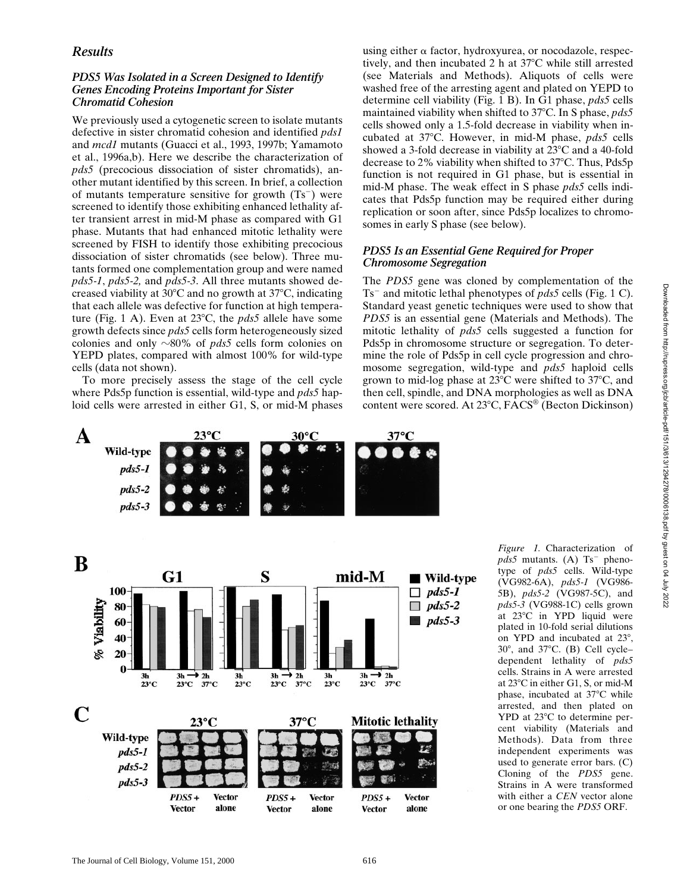## Results

### PDS5 Was Isolated in a Screen Designed to Identify Genes Encoding Proteins Important for Sister Chromatid Cohesion

We previously used a cytogenetic screen to isolate mutants defective in sister chromatid cohesion and identified *pds1* and *mcd1* mutants (Guacci et al., 1993, 1997b; Yamamoto et al., 1996a,b). Here we describe the characterization of *pds5* (precocious dissociation of sister chromatids), another mutant identified by this screen. In brief, a collection of mutants temperature sensitive for growth (Ts⁻) were screened to identify those exhibiting enhanced lethality after transient arrest in mid-M phase as compared with G1 phase. Mutants that had enhanced mitotic lethality were screened by FISH to identify those exhibiting precocious dissociation of sister chromatids (see below). Three mutants formed one complementation group and were named *pds5-1*, *pds5-2,* and *pds5-3*. All three mutants showed decreased viability at 30°C and no growth at 37°C, indicating that each allele was defective for function at high temperature (Fig. 1 A). Even at 23°C, the *pds5* allele have some growth defects since *pds5* cells form heterogeneously sized colonies and only ~80% of *pds5* cells form colonies on YEPD plates, compared with almost 100% for wild-type cells (data not shown).

To more precisely assess the stage of the cell cycle where Pds5p function is essential, wild-type and *pds5* haploid cells were arrested in either G1, S, or mid-M phases using either α factor, hydroxyurea, or nocodazole, respectively, and then incubated 2 h at 37°C while still arrested (see Materials and Methods). Aliquots of cells were washed free of the arresting agent and plated on YEPD to determine cell viability (Fig. 1 B). In G1 phase, *pds5* cells maintained viability when shifted to 37°C. In S phase, *pds5* cells showed only a 1.5-fold decrease in viability when incubated at 37°C. However, in mid-M phase, *pds5* cells showed a 3-fold decrease in viability at 23°C and a 40-fold decrease to 2% viability when shifted to 37°C. Thus, Pds5p function is not required in G1 phase, but is essential in mid-M phase. The weak effect in S phase *pds5* cells indicates that Pds5p function may be required either during replication or soon after, since Pds5p localizes to chromosomes in early S phase (see below).

### PDS5 Is an Essential Gene Required for Proper Chromosome Segregation

The *PDS5* gene was cloned by complementation of the Ts⁻ and mitotic lethal phenotypes of *pds5* cells (Fig. 1 C). Standard yeast genetic techniques were used to show that *PDS5* is an essential gene (Materials and Methods). The mitotic lethality of *pds5* cells suggested a function for Pds5p in chromosome structure or segregation. To determine the role of Pds5p in cell cycle progression and chromosome segregation, wild-type and *pds5* haploid cells grown to mid-log phase at 23°C were shifted to 37°C, and then cell, spindle, and DNA morphologies as well as DNA content were scored. At 23°C, FACS® (Becton Dickinson)

*Figure 1.* Characterization of *pds5* mutants. (A) Ts⁻ phenotype of *pds5* cells. Wild-type (VG982-6A), *pds5-1* (VG986-5B), *pds5-2* (VG987-5C), and *pds5-3* (VG988-1C) cells grown at 23°C in YPD liquid were plated in 10-fold serial dilutions on YPD and incubated at 23°, 30°, and 37°C. (B) Cell cycle–dependent lethality of *pds5* cells. Strains in A were arrested at 23°C in either G1, S, or mid-M phase, incubated at 37°C while arrested, and then plated on YPD at 23°C to determine percent viability (Materials and Methods). Data from three independent experiments was used to generate error bars. (C) Cloning of the *PDS5* gene. Strains in A were transformed with either a *CEN* vector alone or one bearing the *PDS5* ORF.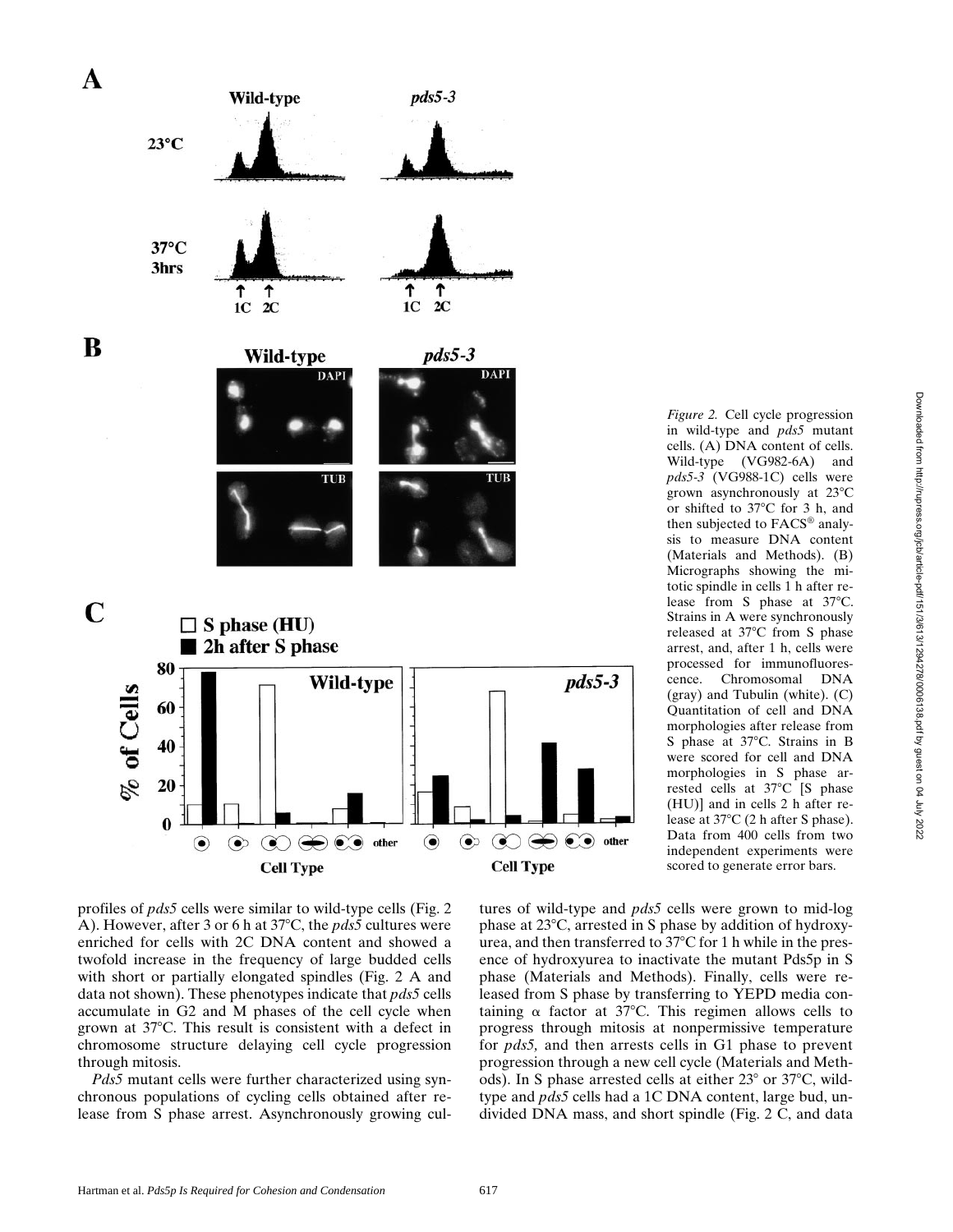*Figure 2.* Cell cycle progression in wild-type and *pds5* mutant cells. (A) DNA content of cells. Wild-type (VG982-6A) and *pds5-3* (VG988-1C) cells were grown asynchronously at 23°C or shifted to 37°C for 3 h, and then subjected to FACS® analysis to measure DNA content (Materials and Methods). (B) Micrographs showing the mitotic spindle in cells 1 h after release from S phase at 37°C. Strains in A were synchronously released at 37°C from S phase arrest, and, after 1 h, cells were processed for immunofluorescence. Chromosomal DNA (gray) and Tubulin (white). (C) Quantitation of cell and DNA morphologies after release from S phase at 37°C. Strains in B were scored for cell and DNA morphologies in S phase arrested cells at 37°C [S phase (HU)] and in cells 2 h after release at 37°C (2 h after S phase). Data from 400 cells from two independent experiments were scored to generate error bars.

profiles of *pds5* cells were similar to wild-type cells (Fig. 2 A). However, after 3 or 6 h at 37°C, the *pds5* cultures were enriched for cells with 2C DNA content and showed a twofold increase in the frequency of large budded cells with short or partially elongated spindles (Fig. 2 A and data not shown). These phenotypes indicate that *pds5* cells accumulate in G2 and M phases of the cell cycle when grown at 37°C. This result is consistent with a defect in chromosome structure delaying cell cycle progression through mitosis.

*Pds5* mutant cells were further characterized using synchronous populations of cycling cells obtained after release from S phase arrest. Asynchronously growing cultures of wild-type and *pds5* cells were grown to mid-log phase at 23°C, arrested in S phase by addition of hydroxyurea, and then transferred to 37°C for 1 h while in the presence of hydroxyurea to inactivate the mutant Pds5p in S phase (Materials and Methods). Finally, cells were released from S phase by transferring to YEPD media containing α factor at 37°C. This regimen allows cells to progress through mitosis at nonpermissive temperature for *pds5,* and then arrests cells in G1 phase to prevent progression through a new cell cycle (Materials and Methods). In S phase arrested cells at either 23° or 37°C, wild-type and *pds5* cells had a 1C DNA content, large bud, undivided DNA mass, and short spindle (Fig. 2 C, and data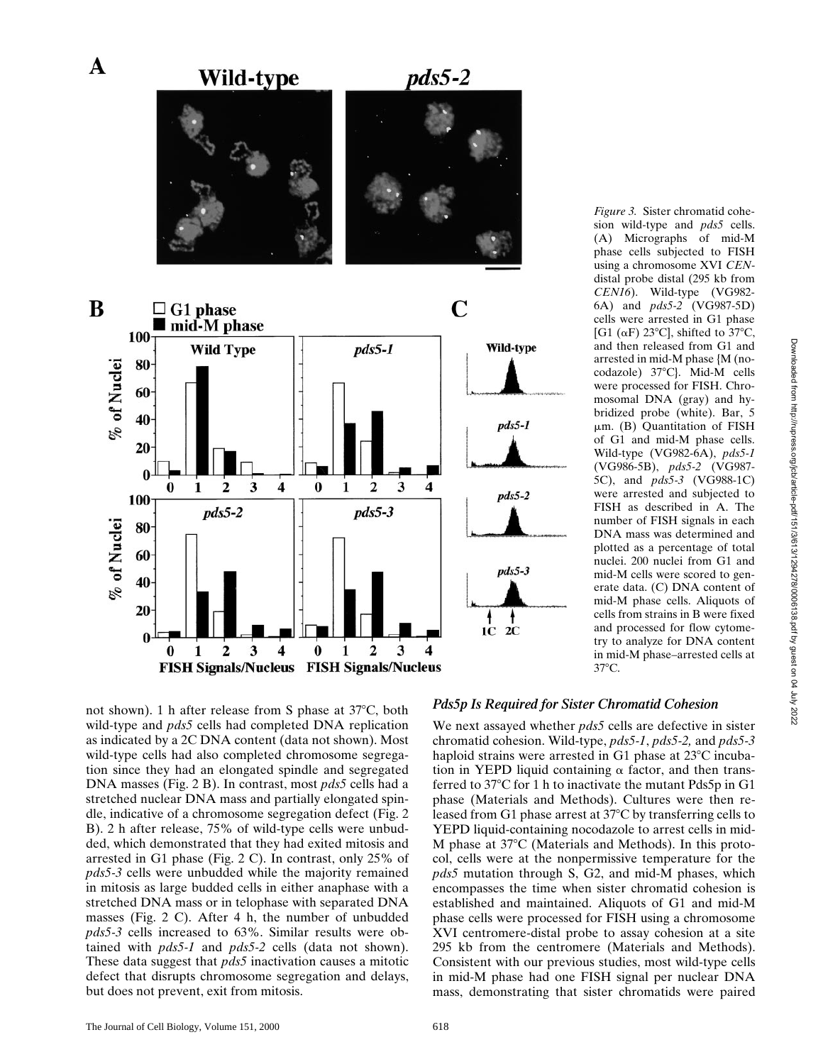*Figure 3.* Sister chromatid cohesion wild-type and *pds5* cells. (A) Micrographs of mid-M phase cells subjected to FISH using a chromosome XVI *CEN*-distal probe distal (295 kb from *CEN16*). Wild-type (VG982-6A) and *pds5-2* (VG987-5D) cells were arrested in G1 phase [G1 (αF) 23°C], shifted to 37°C, and then released from G1 and arrested in mid-M phase {M (nocodazole) 37°C}. Mid-M cells were processed for FISH. Chromosomal DNA (gray) and hybridized probe (white). Bar, 5 μm. (B) Quantitation of FISH of G1 and mid-M phase cells. Wild-type (VG982-6A), *pds5-1* (VG986-5B), *pds5-2* (VG987-5C), and *pds5-3* (VG988-1C) were arrested and subjected to FISH as described in A. The number of FISH signals in each DNA mass was determined and plotted as a percentage of total nuclei. 200 nuclei from G1 and mid-M cells were scored to generate data. (C) DNA content of mid-M phase cells. Aliquots of cells from strains in B were fixed and processed for flow cytometry to analyze for DNA content in mid-M phase–arrested cells at 37°C.

not shown). 1 h after release from S phase at 37°C, both wild-type and *pds5* cells had completed DNA replication as indicated by a 2C DNA content (data not shown). Most wild-type cells had also completed chromosome segregation since they had an elongated spindle and segregated DNA masses (Fig. 2 B). In contrast, most *pds5* cells had a stretched nuclear DNA mass and partially elongated spindle, indicative of a chromosome segregation defect (Fig. 2 B). 2 h after release, 75% of wild-type cells were unbudded, which demonstrated that they had exited mitosis and arrested in G1 phase (Fig. 2 C). In contrast, only 25% of *pds5-3* cells were unbudded while the majority remained in mitosis as large budded cells in either anaphase with a stretched DNA mass or in telophase with separated DNA masses (Fig. 2 C). After 4 h, the number of unbudded *pds5-3* cells increased to 63%. Similar results were obtained with *pds5-1* and *pds5-2* cells (data not shown). These data suggest that *pds5* inactivation causes a mitotic defect that disrupts chromosome segregation and delays, but does not prevent, exit from mitosis.

### *Pds5p Is Required for Sister Chromatid Cohesion*

We next assayed whether *pds5* cells are defective in sister chromatid cohesion. Wild-type, *pds5-1*, *pds5-2,* and *pds5-3* haploid strains were arrested in G1 phase at 23°C incubation in YEPD liquid containing α factor, and then transferred to 37°C for 1 h to inactivate the mutant Pds5p in G1 phase (Materials and Methods). Cultures were then released from G1 phase arrest at 37°C by transferring cells to YEPD liquid-containing nocodazole to arrest cells in mid-M phase at 37°C (Materials and Methods). In this protocol, cells were at the nonpermissive temperature for the *pds5* mutation through S, G2, and mid-M phases, which encompasses the time when sister chromatid cohesion is established and maintained. Aliquots of G1 and mid-M phase cells were processed for FISH using a chromosome XVI centromere-distal probe to assay cohesion at a site 295 kb from the centromere (Materials and Methods). Consistent with our previous studies, most wild-type cells in mid-M phase had one FISH signal per nuclear DNA mass, demonstrating that sister chromatids were paired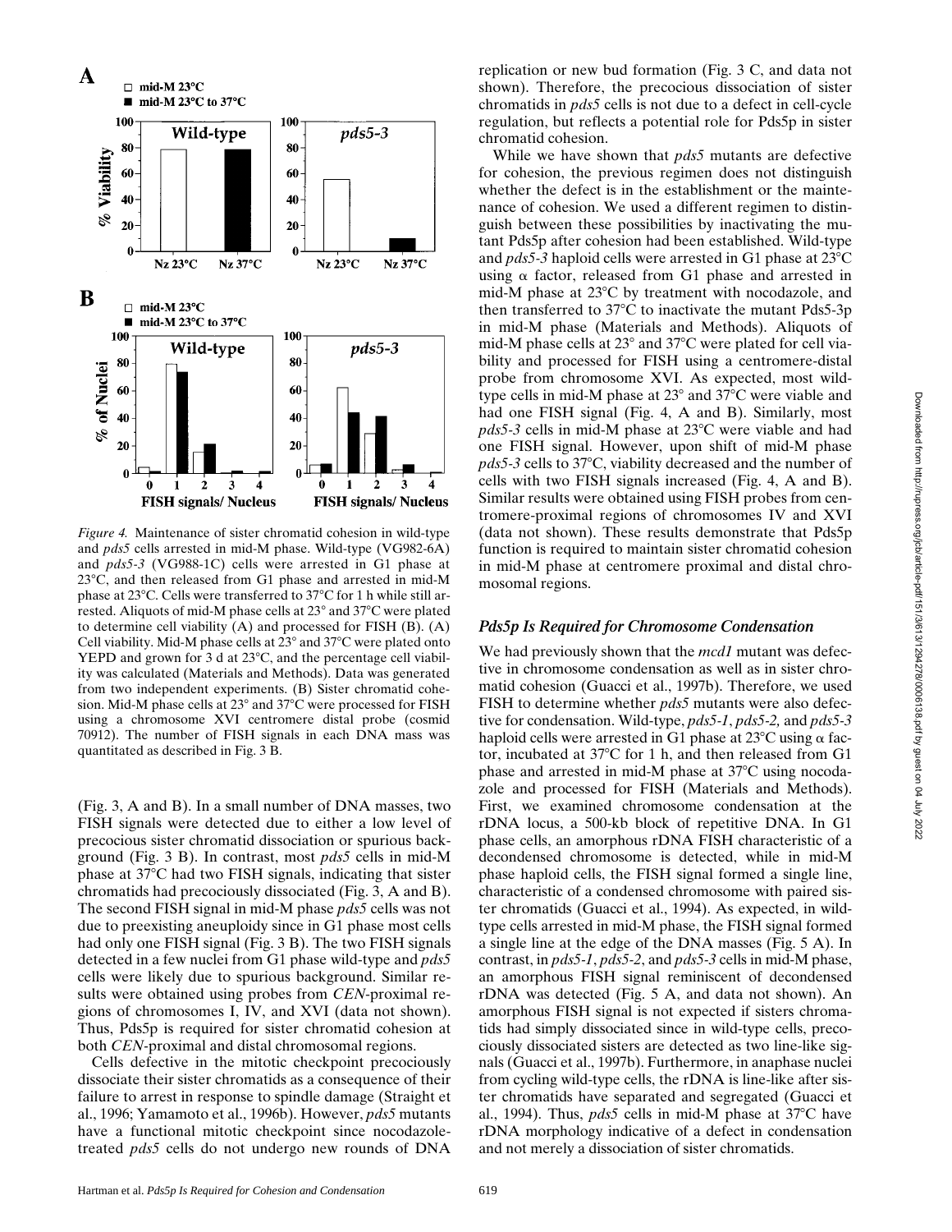*Figure 4.* Maintenance of sister chromatid cohesion in wild-type and *pds5* cells arrested in mid-M phase. Wild-type (VG982-6A) and *pds5-3* (VG988-1C) cells were arrested in G1 phase at 23°C, and then released from G1 phase and arrested in mid-M phase at 23°C. Cells were transferred to 37°C for 1 h while still arrested. Aliquots of mid-M phase cells at 23° and 37°C were plated to determine cell viability (A) and processed for FISH (B). (A) Cell viability. Mid-M phase cells at 23° and 37°C were plated onto YEPD and grown for 3 d at 23°C, and the percentage cell viability was calculated (Materials and Methods). Data was generated from two independent experiments. (B) Sister chromatid cohesion. Mid-M phase cells at 23° and 37°C were processed for FISH using a chromosome XVI centromere distal probe (cosmid 70912). The number of FISH signals in each DNA mass was quantitated as described in Fig. 3 B.

(Fig. 3, A and B). In a small number of DNA masses, two FISH signals were detected due to either a low level of precocious sister chromatid dissociation or spurious background (Fig. 3 B). In contrast, most *pds5* cells in mid-M phase at 37°C had two FISH signals, indicating that sister chromatids had precociously dissociated (Fig. 3, A and B). The second FISH signal in mid-M phase *pds5* cells was not due to preexisting aneuploidy since in G1 phase most cells had only one FISH signal (Fig. 3 B). The two FISH signals detected in a few nuclei from G1 phase wild-type and *pds5* cells were likely due to spurious background. Similar results were obtained using probes from *CEN*-proximal regions of chromosomes I, IV, and XVI (data not shown). Thus, Pds5p is required for sister chromatid cohesion at both *CEN*-proximal and distal chromosomal regions.

Cells defective in the mitotic checkpoint precociously dissociate their sister chromatids as a consequence of their failure to arrest in response to spindle damage (Straight et al., 1996; Yamamoto et al., 1996b). However, *pds5* mutants have a functional mitotic checkpoint since nocodazole-treated *pds5* cells do not undergo new rounds of DNA replication or new bud formation (Fig. 3 C, and data not shown). Therefore, the precocious dissociation of sister chromatids in *pds5* cells is not due to a defect in cell-cycle regulation, but reflects a potential role for Pds5p in sister chromatid cohesion.

While we have shown that *pds5* mutants are defective for cohesion, the previous regimen does not distinguish whether the defect is in the establishment or the maintenance of cohesion. We used a different regimen to distinguish between these possibilities by inactivating the mutant Pds5p after cohesion had been established. Wild-type and *pds5-3* haploid cells were arrested in G1 phase at 23°C using α factor, released from G1 phase and arrested in mid-M phase at 23°C by treatment with nocodazole, and then transferred to 37°C to inactivate the mutant Pds5-3p in mid-M phase (Materials and Methods). Aliquots of mid-M phase cells at 23° and 37°C were plated for cell viability and processed for FISH using a centromere-distal probe from chromosome XVI. As expected, most wild-type cells in mid-M phase at 23° and 37°C were viable and had one FISH signal (Fig. 4, A and B). Similarly, most *pds5-3* cells in mid-M phase at 23°C were viable and had one FISH signal. However, upon shift of mid-M phase *pds5-3* cells to 37°C, viability decreased and the number of cells with two FISH signals increased (Fig. 4, A and B). Similar results were obtained using FISH probes from centromere-proximal regions of chromosomes IV and XVI (data not shown). These results demonstrate that Pds5p function is required to maintain sister chromatid cohesion in mid-M phase at centromere proximal and distal chromosomal regions.

### *Pds5p Is Required for Chromosome Condensation*

We had previously shown that the *mcd1* mutant was defective in chromosome condensation as well as in sister chromatid cohesion (Guacci et al., 1997b). Therefore, we used FISH to determine whether *pds5* mutants were also defective for condensation. Wild-type, *pds5-1*, *pds5-2,* and *pds5-3* haploid cells were arrested in G1 phase at 23°C using α factor, incubated at 37°C for 1 h, and then released from G1 phase and arrested in mid-M phase at 37°C using nocodazole and processed for FISH (Materials and Methods). First, we examined chromosome condensation at the rDNA locus, a 500-kb block of repetitive DNA. In G1 phase cells, an amorphous rDNA FISH characteristic of a decondensed chromosome is detected, while in mid-M phase haploid cells, the FISH signal formed a single line, characteristic of a condensed chromosome with paired sister chromatids (Guacci et al., 1994). As expected, in wild-type cells arrested in mid-M phase, the FISH signal formed a single line at the edge of the DNA masses (Fig. 5 A). In contrast, in *pds5-1*, *pds5-2*, and *pds5-3* cells in mid-M phase, an amorphous FISH signal reminiscent of decondensed rDNA was detected (Fig. 5 A, and data not shown). An amorphous FISH signal is not expected if sisters chromatids had simply dissociated since in wild-type cells, precociously dissociated sisters are detected as two line-like signals (Guacci et al., 1997b). Furthermore, in anaphase nuclei from cycling wild-type cells, the rDNA is line-like after sister chromatids have separated and segregated (Guacci et al., 1994). Thus, *pds5* cells in mid-M phase at 37°C have rDNA morphology indicative of a defect in condensation and not merely a dissociation of sister chromatids.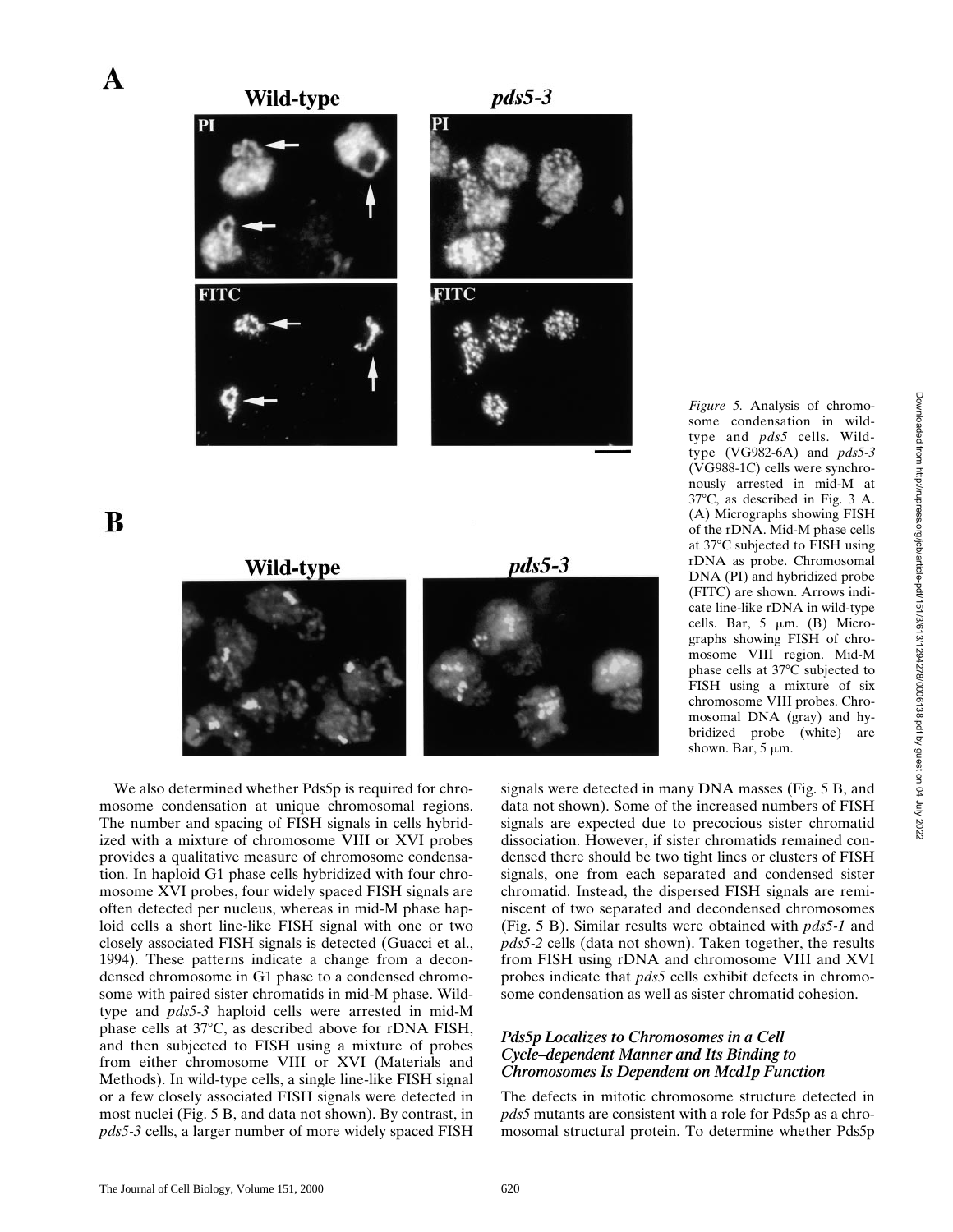*Figure 5.* Analysis of chromosome condensation in wild-type and *pds5* cells. Wild-type (VG982-6A) and *pds5-3* (VG988-1C) cells were synchronously arrested in mid-M at 37°C, as described in Fig. 3 A. (A) Micrographs showing FISH of the rDNA. Mid-M phase cells at 37°C subjected to FISH using rDNA as probe. Chromosomal DNA (PI) and hybridized probe (FITC) are shown. Arrows indicate line-like rDNA in wild-type cells. Bar, 5 μm. (B) Micrographs showing FISH of chromosome VIII region. Mid-M phase cells at 37°C subjected to FISH using a mixture of six chromosome VIII probes. Chromosomal DNA (gray) and hybridized probe (white) are shown. Bar, 5 μm.

We also determined whether Pds5p is required for chromosome condensation at unique chromosomal regions. The number and spacing of FISH signals in cells hybridized with a mixture of chromosome VIII or XVI probes provides a qualitative measure of chromosome condensation. In haploid G1 phase cells hybridized with four chromosome XVI probes, four widely spaced FISH signals are often detected per nucleus, whereas in mid-M phase haploid cells a short line-like FISH signal with one or two closely associated FISH signals is detected (Guacci et al., 1994). These patterns indicate a change from a decondensed chromosome in G1 phase to a condensed chromosome with paired sister chromatids in mid-M phase. Wild-type and *pds5-3* haploid cells were arrested in mid-M phase cells at 37°C, as described above for rDNA FISH, and then subjected to FISH using a mixture of probes from either chromosome VIII or XVI (Materials and Methods). In wild-type cells, a single line-like FISH signal or a few closely associated FISH signals were detected in most nuclei (Fig. 5 B, and data not shown). By contrast, in *pds5-3* cells, a larger number of more widely spaced FISH signals were detected in many DNA masses (Fig. 5 B, and data not shown). Some of the increased numbers of FISH signals are expected due to precocious sister chromatid dissociation. However, if sister chromatids remained condensed there should be two tight lines or clusters of FISH signals, one from each separated and condensed sister chromatid. Instead, the dispersed FISH signals are reminiscent of two separated and decondensed chromosomes (Fig. 5 B). Similar results were obtained with *pds5-1* and *pds5-2* cells (data not shown). Taken together, the results from FISH using rDNA and chromosome VIII and XVI probes indicate that *pds5* cells exhibit defects in chromosome condensation as well as sister chromatid cohesion.

### *Pds5p Localizes to Chromosomes in a Cell Cycle–dependent Manner and Its Binding to Chromosomes Is Dependent on Mcd1p Function*

The defects in mitotic chromosome structure detected in *pds5* mutants are consistent with a role for Pds5p as a chromosomal structural protein. To determine whether Pds5p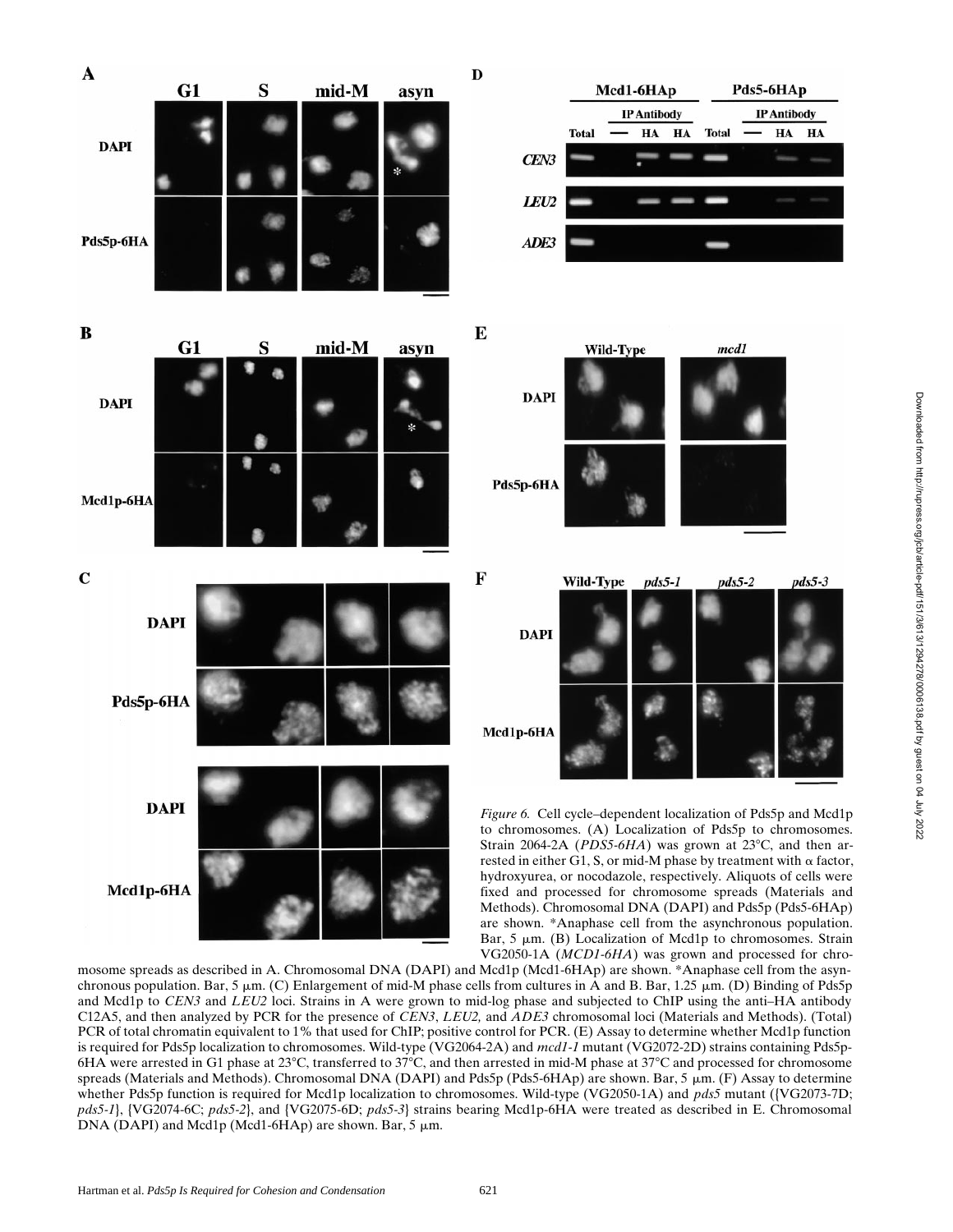*Figure 6.* Cell cycle–dependent localization of Pds5p and Mcd1p to chromosomes. (A) Localization of Pds5p to chromosomes. Strain 2064-2A (*PDS5-6HA*) was grown at 23°C, and then arrested in either G1, S, or mid-M phase by treatment with α factor, hydroxyurea, or nocodazole, respectively. Aliquots of cells were fixed and processed for chromosome spreads (Materials and Methods). Chromosomal DNA (DAPI) and Pds5p (Pds5-6HAp) are shown. *Anaphase cell from the asynchronous population. Bar, 5 μm. (B) Localization of Mcd1p to chromosomes. Strain VG2050-1A (*MCD1-6HA*) was grown and processed for chromosome spreads as described in A. Chromosomal DNA (DAPI) and Mcd1p (Mcd1-6HAp) are shown. *Anaphase cell from the asynchronous population. Bar, 5 μm. (C) Enlargement of mid-M phase cells from cultures in A and B. Bar, 1.25 μm. (D) Binding of Pds5p and Mcd1p to *CEN3* and *LEU2* loci. Strains in A were grown to mid-log phase and subjected to ChIP using the anti–HA antibody C12A5, and then analyzed by PCR for the presence of *CEN3*, *LEU2*, and *ADE3* chromosomal loci (Materials and Methods). (Total) PCR of total chromatin equivalent to 1% that used for ChIP; positive control for PCR. (E) Assay to determine whether Mcd1p function is required for Pds5p localization to chromosomes. Wild-type (VG2064-2A) and *mcd1-1* mutant (VG2072-2D) strains containing Pds5p-6HA were arrested in G1 phase at 23°C, transferred to 37°C, and then arrested in mid-M phase at 37°C and processed for chromosome spreads (Materials and Methods). Chromosomal DNA (DAPI) and Pds5p (Pds5-6HAp) are shown. Bar, 5 μm. (F) Assay to determine whether Pds5p function is required for Mcd1p localization to chromosomes. Wild-type (VG2050-1A) and *pds5* mutant ({VG2073-7D; *pds5-1*}, {VG2074-6C; *pds5-2*}, and {VG2075-6D; *pds5-3*} strains bearing Mcd1p-6HA were treated as described in E. Chromosomal DNA (DAPI) and Mcd1p (Mcd1-6HAp) are shown. Bar, 5 μm.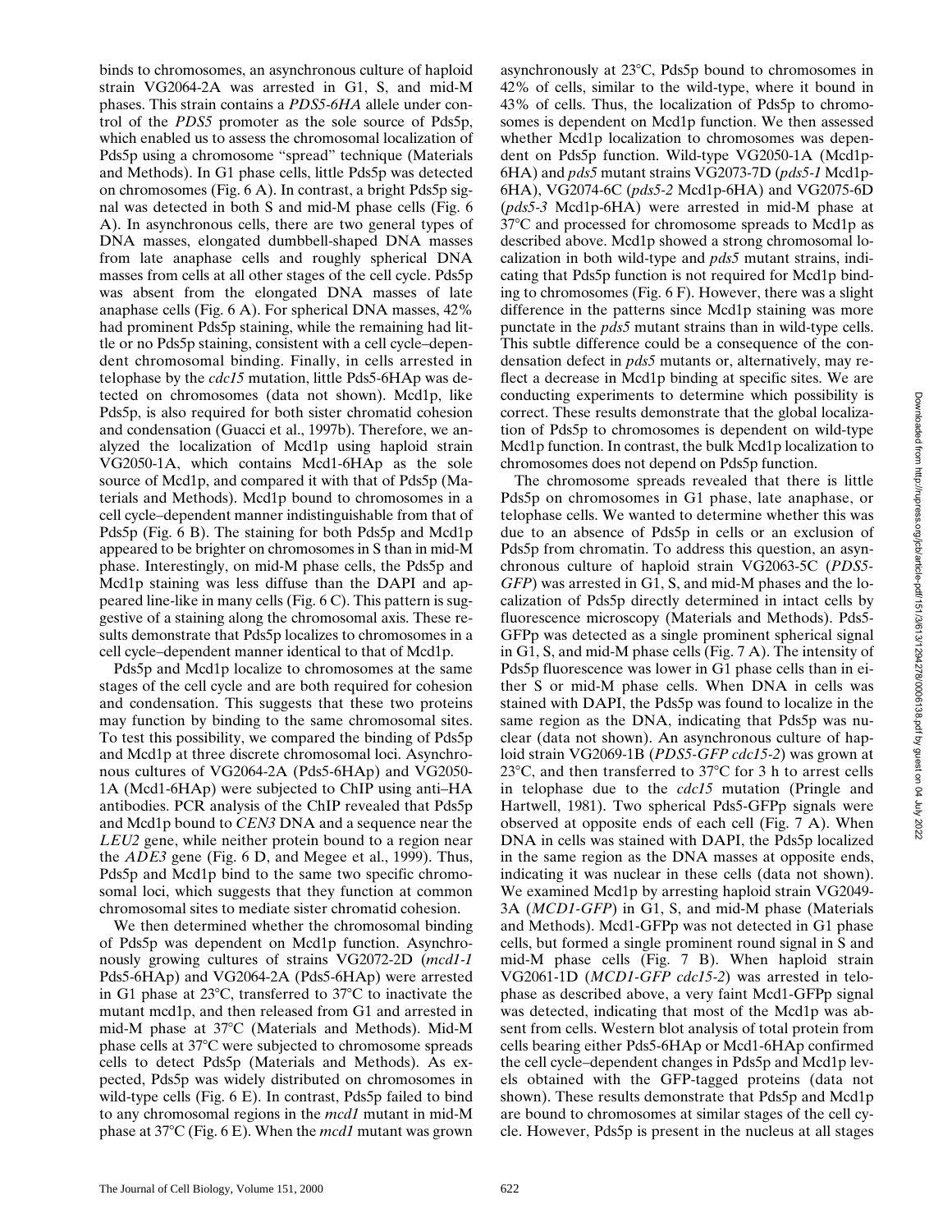binds to chromosomes, an asynchronous culture of haploid strain VG2064-2A was arrested in G1, S, and mid-M phases. This strain contains a *PDS5-6HA* allele under control of the *PDS5* promoter as the sole source of Pds5p, which enabled us to assess the chromosomal localization of Pds5p using a chromosome "spread" technique (Materials and Methods). In G1 phase cells, little Pds5p was detected on chromosomes (Fig. 6 A). In contrast, a bright Pds5p signal was detected in both S and mid-M phase cells (Fig. 6 A). In asynchronous cells, there are two general types of DNA masses, elongated dumbbell-shaped DNA masses from late anaphase cells and roughly spherical DNA masses from cells at all other stages of the cell cycle. Pds5p was absent from the elongated DNA masses of late anaphase cells (Fig. 6 A). For spherical DNA masses, 42% had prominent Pds5p staining, while the remaining had little or no Pds5p staining, consistent with a cell cycle–dependent chromosomal binding. Finally, in cells arrested in telophase by the *cdc15* mutation, little Pds5-6HAp was detected on chromosomes (data not shown). Mcd1p, like Pds5p, is also required for both sister chromatid cohesion and condensation (Guacci et al., 1997b). Therefore, we analyzed the localization of Mcd1p using haploid strain VG2050-1A, which contains Mcd1-6HAp as the sole source of Mcd1p, and compared it with that of Pds5p (Materials and Methods). Mcd1p bound to chromosomes in a cell cycle–dependent manner indistinguishable from that of Pds5p (Fig. 6 B). The staining for both Pds5p and Mcd1p appeared to be brighter on chromosomes in S than in mid-M phase. Interestingly, on mid-M phase cells, the Pds5p and Mcd1p staining was less diffuse than the DAPI and appeared line-like in many cells (Fig. 6 C). This pattern is suggestive of a staining along the chromosomal axis. These results demonstrate that Pds5p localizes to chromosomes in a cell cycle–dependent manner identical to that of Mcd1p.

Pds5p and Mcd1p localize to chromosomes at the same stages of the cell cycle and are both required for cohesion and condensation. This suggests that these two proteins may function by binding to the same chromosomal sites. To test this possibility, we compared the binding of Pds5p and Mcd1p at three discrete chromosomal loci. Asynchronous cultures of VG2064-2A (Pds5-6HAp) and VG2050-1A (Mcd1-6HAp) were subjected to ChIP using anti–HA antibodies. PCR analysis of the ChIP revealed that Pds5p and Mcd1p bound to *CEN3* DNA and a sequence near the *LEU2* gene, while neither protein bound to a region near the *ADE3* gene (Fig. 6 D, and Megee et al., 1999). Thus, Pds5p and Mcd1p bind to the same two specific chromosomal loci, which suggests that they function at common chromosomal sites to mediate sister chromatid cohesion.

We then determined whether the chromosomal binding of Pds5p was dependent on Mcd1p function. Asynchronously growing cultures of strains VG2072-2D (*mcd1-1* Pds5-6HAp) and VG2064-2A (Pds5-6HAp) were arrested in G1 phase at 23°C, transferred to 37°C to inactivate the mutant mcd1p, and then released from G1 and arrested in mid-M phase at 37°C (Materials and Methods). Mid-M phase cells at 37°C were subjected to chromosome spreads to detect Pds5p (Materials and Methods). As expected, Pds5p was widely distributed on chromosomes in wild-type cells (Fig. 6 E). In contrast, Pds5p failed to bind to any chromosomal regions in the *mcd1* mutant in mid-M phase at 37°C (Fig. 6 E). When the *mcd1* mutant was grown asynchronously at 23°C, Pds5p bound to chromosomes in 42% of cells, similar to the wild-type, where it bound in 43% of cells. Thus, the localization of Pds5p to chromosomes is dependent on Mcd1p function. We then assessed whether Mcd1p localization to chromosomes was dependent on Pds5p function. Wild-type VG2050-1A (Mcd1p-6HA) and *pds5* mutant strains VG2073-7D (*pds5-1* Mcd1p-6HA), VG2074-6C (*pds5-2* Mcd1p-6HA) and VG2075-6D (*pds5-3* Mcd1p-6HA) were arrested in mid-M phase at 37°C and processed for chromosome spreads to Mcd1p as described above. Mcd1p showed a strong chromosomal localization in both wild-type and *pds5* mutant strains, indicating that Pds5p function is not required for Mcd1p binding to chromosomes (Fig. 6 F). However, there was a slight difference in the patterns since Mcd1p staining was more punctate in the *pds5* mutant strains than in wild-type cells. This subtle difference could be a consequence of the condensation defect in *pds5* mutants or, alternatively, may reflect a decrease in Mcd1p binding at specific sites. We are conducting experiments to determine which possibility is correct. These results demonstrate that the global localization of Pds5p to chromosomes is dependent on wild-type Mcd1p function. In contrast, the bulk Mcd1p localization to chromosomes does not depend on Pds5p function.

The chromosome spreads revealed that there is little Pds5p on chromosome in G1 phase, late anaphase, or telophase cells. We wanted to determine whether this was due to an absence of Pds5p in cells or an exclusion of Pds5p from chromatin. To address this question, an asynchronous culture of haploid strain VG2063-5C (*PDS5-GFP*) was arrested in G1, S, and mid-M phases and the localization of Pds5p directly determined in intact cells by fluorescence microscopy (Materials and Methods). Pds5-GFPp was detected as a single prominent spherical signal in G1, S, and mid-M phase cells (Fig. 7 A). The intensity of Pds5p fluorescence was lower in G1 phase cells than in either S or mid-M phase cells. When DNA in cells was stained with DAPI, the Pds5p was found to localize in the same region as the DNA, indicating that Pds5p was nuclear (data not shown). An asynchronous culture of haploid strain VG2069-1B (*PDS5-GFP cdc15-2*) was grown at 23°C, and then transferred to 37°C for 3 h to arrest cells in telophase due to the *cdc15* mutation (Pringle and Hartwell, 1981). Two spherical Pds5-GFPp signals were observed at opposite ends of each cell (Fig. 7 A). When DNA in cells was stained with DAPI, the Pds5p localized in the same region as the DNA masses at opposite ends, indicating it was nuclear in these cells (data not shown). We examined Mcd1p by arresting haploid strain VG2049-3A (*MCD1-GFP*) in G1, S, and mid-M phase (Materials and Methods). Mcd1-GFPp was not detected in G1 phase cells, but formed a single prominent round signal in S and mid-M phase cells (Fig. 7 B). When haploid strain VG2061-1D (*MCD1-GFP cdc15-2*) was arrested in telophase as described above, a very faint Mcd1-GFPp signal was detected, indicating that most of the Mcd1p was absent from cells. Western blot analysis of total protein from cells bearing either Pds5-6HAp or Mcd1-6HAp confirmed the cell cycle–dependent changes in Pds5p and Mcd1p levels obtained with the GFP-tagged proteins (data not shown). These results demonstrate that Pds5p and Mcd1p are bound to chromosomes at similar stages of the cell cycle. However, Pds5p is present in the nucleus at all stages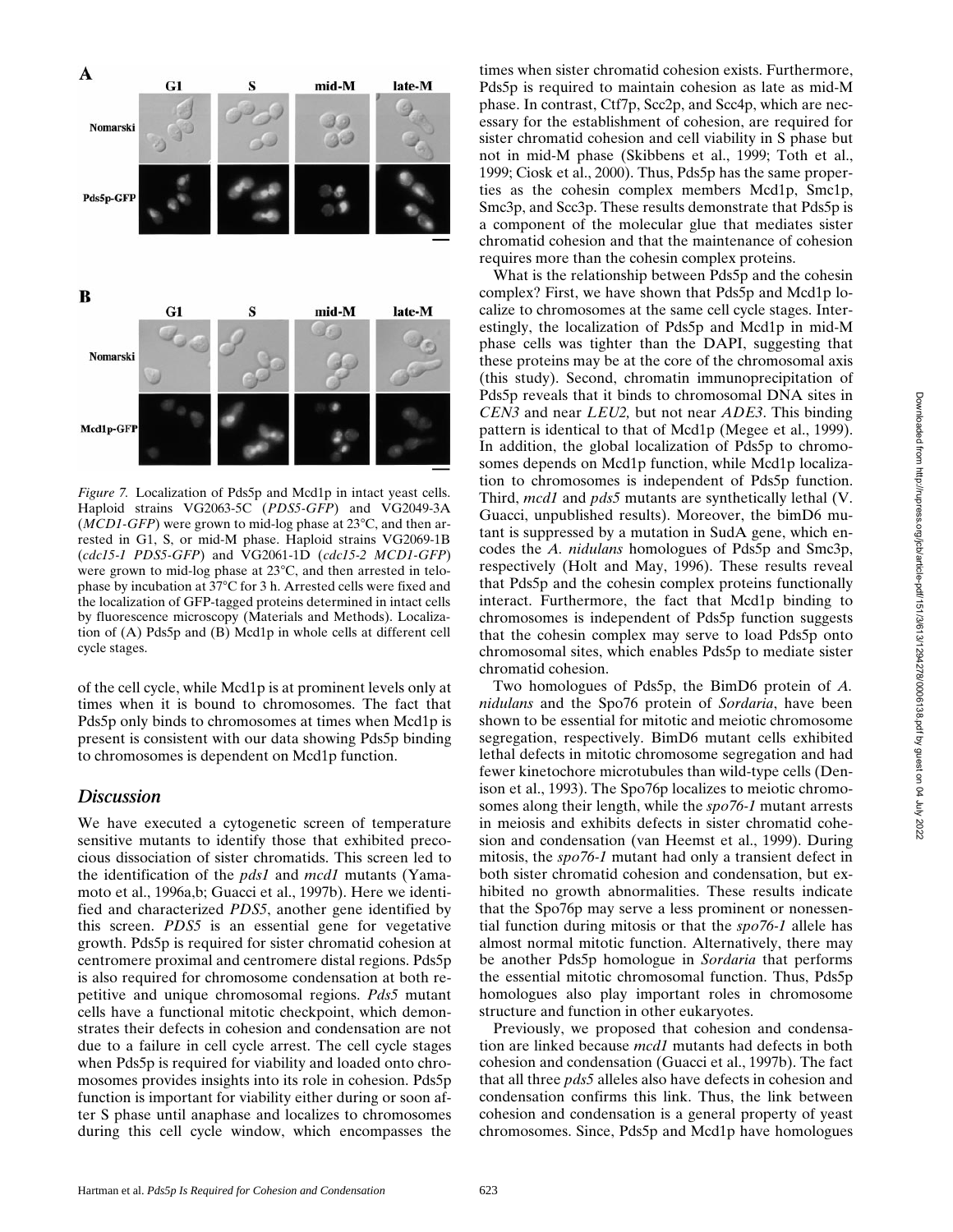*Figure 7.* Localization of Pds5p and Mcd1p in intact yeast cells. Haploid strains VG2063-5C (*PDS5-GFP*) and VG2049-3A (*MCD1-GFP*) were grown to mid-log phase at 23°C, and then arrested in G1, S, or mid-M phase. Haploid strains VG2069-1B (*cdc15-1 PDS5-GFP*) and VG2061-1D (*cdc15-2 MCD1-GFP*) were grown to mid-log phase at 23°C, and then arrested in telophase by incubation at 37°C for 3 h. Arrested cells were fixed and the localization of GFP-tagged proteins determined in intact cells by fluorescence microscopy (Materials and Methods). Localization of (A) Pds5p and (B) Mcd1p in whole cells at different cell cycle stages.

of the cell cycle, while Mcd1p is at prominent levels only at times when it is bound to chromosomes. The fact that Pds5p only binds to chromosomes at times when Mcd1p is present is consistent with our data showing Pds5p binding to chromosomes is dependent on Mcd1p function.

## Discussion

We have executed a cytogenetic screen of temperature sensitive mutants to identify those that exhibited precocious dissociation of sister chromatids. This screen led to the identification of the *pds1* and *mcd1* mutants (Yamamoto et al., 1996a,b; Guacci et al., 1997b). Here we identified and characterized *PDS5*, another gene identified by this screen. *PDS5* is an essential gene for vegetative growth. Pds5p is required for sister chromatid cohesion at centromere proximal and centromere distal regions. Pds5p is also required for chromosome condensation at both repetitive and unique chromosomal regions. *Pds5* mutant cells have a functional mitotic checkpoint, which demonstrates their defects in cohesion and condensation are not due to a failure in cell cycle arrest. The cell cycle stages when Pds5p is required for viability and loaded onto chromosomes provides insights into its role in cohesion. Pds5p function is important for viability either during or soon after S phase until anaphase and localizes to chromosomes during this cell cycle window, which encompasses the times when sister chromatid cohesion exists. Furthermore, Pds5p is required to maintain cohesion as late as mid-M phase. In contrast, Ctf7p, Scc2p, and Scc4p, which are necessary for the establishment of cohesion, are required for sister chromatid cohesion and cell viability in S phase but not in mid-M phase (Skibbens et al., 1999; Toth et al., 1999; Ciosk et al., 2000). Thus, Pds5p has the same properties as the cohesin complex members Mcd1p, Smc1p, Smc3p, and Scc3p. These results demonstrate that Pds5p is a component of the molecular glue that mediates sister chromatid cohesion and that the maintenance of cohesion requires more than the cohesin complex proteins.

What is the relationship between Pds5p and the cohesin complex? First, we have shown that Pds5p and Mcd1p localize to chromosomes at the same cell cycle stages. Interestingly, the localization of Pds5p and Mcd1p in mid-M phase cells was tighter than the DAPI, suggesting that these proteins may be at the core of the chromosomal axis (this study). Second, chromatin immunoprecipitation of Pds5p reveals that it binds to chromosomal DNA sites in *CEN3* and near *LEU2,* but not near *ADE3*. This binding pattern is identical to that of Mcd1p (Megee et al., 1999). In addition, the global localization of Pds5p to chromosomes depends on Mcd1p function, while Mcd1p localization to chromosomes is independent of Pds5p function. Third, *mcd1* and *pds5* mutants are synthetically lethal (V. Guacci, unpublished results). Moreover, the bimD6 mutant is suppressed by a mutation in SudA gene, which encodes the *A. nidulans* homologues of Pds5p and Smc3p, respectively (Holt and May, 1996). These results reveal that Pds5p and the cohesin complex proteins functionally interact. Furthermore, the fact that Mcd1p binding to chromosomes is independent of Pds5p function suggests that the cohesin complex may serve to load Pds5p onto chromosomal sites, which enables Pds5p to mediate sister chromatid cohesion.

Two homologues of Pds5p, the BimD6 protein of *A. nidulans* and the Spo76 protein of *Sordaria*, have been shown to be essential for mitotic and meiotic chromosome segregation, respectively. BimD6 mutant cells exhibited lethal defects in mitotic chromosome segregation and had fewer kinetochore microtubules than wild-type cells (Denison et al., 1993). The Spo76p localizes to meiotic chromosomes along their length, while the *spo76-1* mutant arrests in meiosis and exhibits defects in sister chromatid cohesion and condensation (van Heemst et al., 1999). During mitosis, the *spo76-1* mutant had only a transient defect in both sister chromatid cohesion and condensation, but exhibited no growth abnormalities. These results indicate that the Spo76p may serve a less prominent or nonessential function during mitosis or that the *spo76-1* allele has almost normal mitotic function. Alternatively, there may be another Pds5p homologue in *Sordaria* that performs the essential mitotic chromosomal function. Thus, Pds5p homologues also play important roles in chromosome structure and function in other eukaryotes.

Previously, we proposed that cohesion and condensation are linked because *mcd1* mutants had defects in both cohesion and condensation (Guacci et al., 1997b). The fact that all three *pds5* alleles also have defects in cohesion and condensation confirms this link. Thus, the link between cohesion and condensation is a general property of yeast chromosomes. Since, Pds5p and Mcd1p have homologues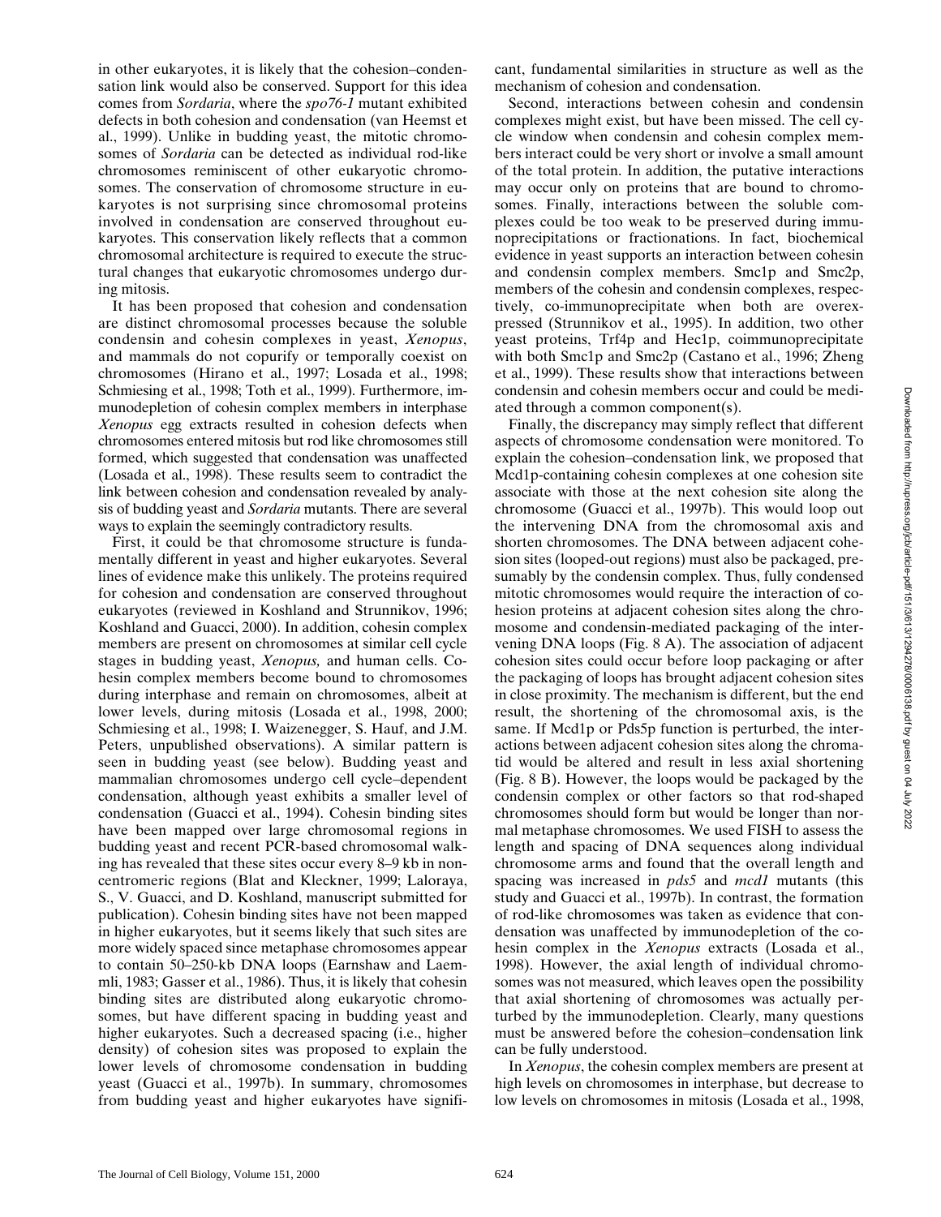in other eukaryotes, it is likely that the cohesion–condensation link would also be conserved. Support for this idea comes from *Sordaria*, where the *spo76-1* mutant exhibited defects in both cohesion and condensation (van Heemst et al., 1999). Unlike in budding yeast, the mitotic chromosomes of *Sordaria* can be detected as individual rod-like chromosomes reminiscent of other eukaryotic chromosomes. The conservation of chromosome structure in eukaryotes is not surprising since chromosomal proteins involved in condensation are conserved throughout eukaryotes. This conservation likely reflects that a common chromosomal architecture is required to execute the structural changes that eukaryotic chromosomes undergo during mitosis.

It has been proposed that cohesion and condensation are distinct chromosomal processes because the soluble condensin and cohesin complexes in yeast, *Xenopus*, and mammals do not copurify or temporally coexist on chromosomes (Hirano et al., 1997; Losada et al., 1998; Schmiesing et al., 1998; Toth et al., 1999). Furthermore, immunodepletion of cohesin complex members in interphase *Xenopus* egg extracts resulted in cohesion defects when chromosomes entered mitosis but rod like chromosomes still formed, which suggested that condensation was unaffected (Losada et al., 1998). These results seem to contradict the link between cohesion and condensation revealed by analysis of budding yeast and *Sordaria* mutants. There are several ways to explain the seemingly contradictory results.

First, it could be that chromosome structure is fundamentally different in yeast and higher eukaryotes. Several lines of evidence make this unlikely. The proteins required for cohesion and condensation are conserved throughout eukaryotes (reviewed in Koshland and Strunnikov, 1996; Koshland and Guacci, 2000). In addition, cohesin complex members are present on chromosomes at similar cell cycle stages in budding yeast, *Xenopus,* and human cells. Cohesin complex members become bound to chromosomes during interphase and remain on chromosomes, albeit at lower levels, during mitosis (Losada et al., 1998, 2000; Schmiesing et al., 1998; I. Waizenegger, S. Hauf, and J.M. Peters, unpublished observations). A similar pattern is seen in budding yeast (see below). Budding yeast and mammalian chromosomes undergo cell cycle–dependent condensation, although yeast exhibits a smaller level of condensation (Guacci et al., 1994). Cohesin binding sites have been mapped over large chromosomal regions in budding yeast and recent PCR-based chromosomal walking has revealed that these sites occur every 8–9 kb in noncentromeric regions (Blat and Kleckner, 1999; Laloraya, S., V. Guacci, and D. Koshland, manuscript submitted for publication). Cohesin binding sites have not been mapped in higher eukaryotes, but it seems likely that such sites are more widely spaced since metaphase chromosomes appear to contain 50–250-kb DNA loops (Earnshaw and Laemmli, 1983; Gasser et al., 1986). Thus, it is likely that cohesin binding sites are distributed along eukaryotic chromosomes, but have different spacing in budding yeast and higher eukaryotes. Such a decreased spacing (i.e., higher density) of cohesion sites was proposed to explain the lower levels of chromosome condensation in budding yeast (Guacci et al., 1997b). In summary, chromosomes from budding yeast and higher eukaryotes have significant, fundamental similarities in structure as well as the mechanism of cohesion and condensation.

Second, interactions between cohesin and condensin complexes might exist, but have been missed. The cell cycle window when condensin and cohesin complex members interact could be very short or involve a small amount of the total protein. In addition, the putative interactions may occur only on proteins that are bound to chromosomes. Finally, interactions between the soluble complexes could be too weak to be preserved during immunoprecipitations or fractionations. In fact, biochemical evidence in yeast supports an interaction between cohesin and condensin complex members. Smc1p and Smc2p, members of the cohesin and condensin complexes, respectively, co-immunoprecipitate when both are overexpressed (Strunnikov et al., 1995). In addition, two other yeast proteins, Trf4p and Hec1p, coimmunoprecipitate with both Smc1p and Smc2p (Castano et al., 1996; Zheng et al., 1999). These results show that interactions between condensin and cohesin members occur and could be mediated through a common component(s).

Finally, the discrepancy may simply reflect that different aspects of chromosome condensation were monitored. To explain the cohesion–condensation link, we proposed that Mcd1p-containing cohesin complexes at one cohesion site associate with those at the next cohesion site along the chromosome (Guacci et al., 1997b). This would loop out the intervening DNA from the chromosomal axis and shorten chromosomes. The DNA between adjacent cohesion sites (looped-out regions) must also be packaged, presumably by the condensin complex. Thus, fully condensed mitotic chromosomes would require the interaction of cohesion proteins at adjacent cohesion sites along the chromosome and condensin-mediated packaging of the intervening DNA loops (Fig. 8 A). The association of adjacent cohesion sites could occur before loop packaging or after the packaging of loops has brought adjacent cohesion sites in close proximity. The mechanism is different, but the end result, the shortening of the chromosomal axis, is the same. If Mcd1p or Pds5p function is perturbed, the interactions between adjacent cohesion sites along the chromatid would be altered and result in less axial shortening (Fig. 8 B). However, the loops would be packaged by the condensin complex or other factors so that rod-shaped chromosomes should form but would be longer than normal metaphase chromosomes. We used FISH to assess the length and spacing of DNA sequences along individual chromosome arms and found that the overall length and spacing was increased in *pds5* and *mcd1* mutants (this study and Guacci et al., 1997b). In contrast, the formation of rod-like chromosomes was taken as evidence that condensation was unaffected by immunodepletion of the cohesin complex in the *Xenopus* extracts (Losada et al., 1998). However, the axial length of individual chromosomes was not measured, which leaves open the possibility that axial shortening of chromosomes was actually perturbed by the immunodepletion. Clearly, many questions must be answered before the cohesion–condensation link can be fully understood.

In *Xenopus*, the cohesin complex members are present at high levels on chromosomes in interphase, but decrease to low levels on chromosomes in mitosis (Losada et al., 1998,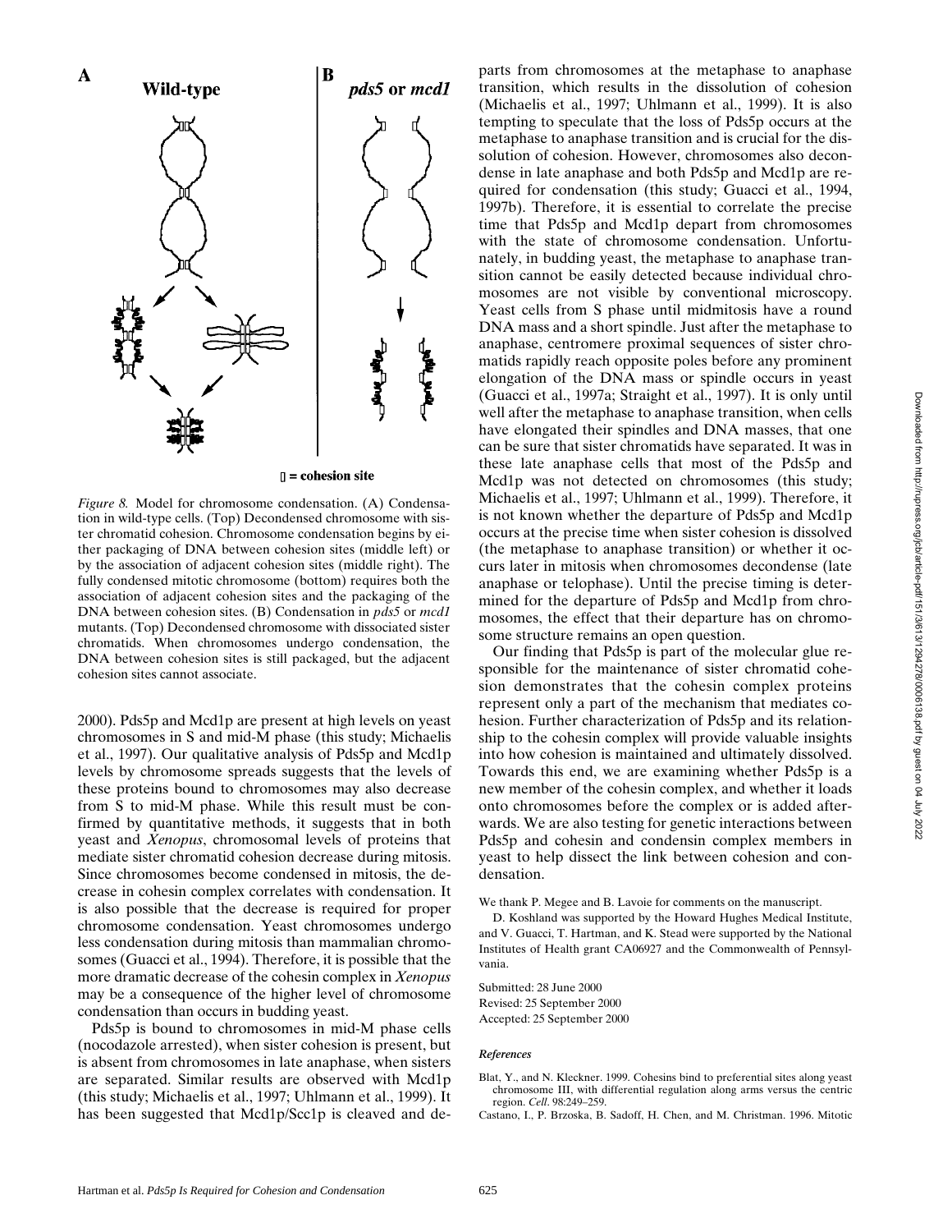*Figure 8.* Model for chromosome condensation. (A) Condensation in wild-type cells. (Top) Decondensed chromosome with sister chromatid cohesion. Chromosome condensation begins by either packaging of DNA between cohesion sites (middle left) or by the association of adjacent cohesion sites (middle right). The fully condensed mitotic chromosome (bottom) requires both the association of adjacent cohesion sites and the packaging of the DNA between cohesion sites. (B) Condensation in *pds5* or *mcd1* mutants. (Top) Decondensed chromosome with dissociated sister chromatids. When chromosomes undergo condensation, the DNA between cohesion sites is still packaged, but the adjacent cohesion sites cannot associate.

2000). Pds5p and Mcd1p are present at high levels on yeast chromosomes in S and mid-M phase (this study; Michaelis et al., 1997). Our qualitative analysis of Pds5p and Mcd1p levels by chromosome spreads suggests that the levels of these proteins bound to chromosomes may also decrease from S to mid-M phase. While this result must be confirmed by quantitative methods, it suggests that in both yeast and *Xenopus*, chromosomal levels of proteins that mediate sister chromatid cohesion decrease during mitosis. Since chromosomes become condensed in mitosis, the decrease in cohesin complex correlates with condensation. It is also possible that the decrease is required for proper chromosome condensation. Yeast chromosomes undergo less condensation during mitosis than mammalian chromosomes (Guacci et al., 1994). Therefore, it is possible that the more dramatic decrease of the cohesin complex in *Xenopus* may be a consequence of the higher level of chromosome condensation than occurs in budding yeast.

Pds5p is bound to chromosomes in mid-M phase cells (nocodazole arrested), when sister cohesion is present, but is absent from chromosomes in late anaphase, when sisters are separated. Similar results are observed with Mcd1p (this study; Michaelis et al., 1997; Uhlmann et al., 1999). It has been suggested that Mcd1p/Scc1p is cleaved and departs from chromosomes at the metaphase to anaphase transition, which results in the dissolution of cohesion (Michaelis et al., 1997; Uhlmann et al., 1999). It is also tempting to speculate that the loss of Pds5p occurs at the metaphase to anaphase transition and is crucial for the dissolution of cohesion. However, chromosomes also decondense in late anaphase and both Pds5p and Mcd1p are required for condensation (this study; Guacci et al., 1994, 1997b). Therefore, it is essential to correlate the precise time that Pds5p and Mcd1p depart from chromosomes with the state of chromosome condensation. Unfortunately, in budding yeast, the metaphase to anaphase transition cannot be easily detected because individual chromosomes are not visible by conventional microscopy. Yeast cells from S phase until midmitosis have a round DNA mass and a short spindle. Just after the metaphase to anaphase, centromere proximal sequences of sister chromatids rapidly reach opposite poles before any prominent elongation of the DNA mass or spindle occurs in yeast (Guacci et al., 1997a; Straight et al., 1997). It is only until well after the metaphase to anaphase transition, when cells have elongated their spindles and DNA masses, that one can be sure that sister chromatids have separated. It was in these late anaphase cells that most of the Pds5p and Mcd1p was not detected on chromosomes (this study; Michaelis et al., 1997; Uhlmann et al., 1999). Therefore, it is not known whether the departure of Pds5p and Mcd1p occurs at the precise time when sister cohesion is dissolved (the metaphase to anaphase transition) or whether it occurs later in mitosis when chromosomes decondense (late anaphase or telophase). Until the precise timing is determined for the departure of Pds5p and Mcd1p from chromosomes, the effect that their departure has on chromosome structure remains an open question.

Our finding that Pds5p is part of the molecular glue responsible for the maintenance of sister chromatid cohesion demonstrates that the cohesin complex proteins represent only a part of the mechanism that mediates cohesion. Further characterization of Pds5p and its relationship to the cohesin complex will provide valuable insights into how cohesion is maintained and ultimately dissolved. Towards this end, we are examining whether Pds5p is a new member of the cohesin complex, and whether it loads onto chromosomes before the complex or is added afterwards. We are also testing for genetic interactions between Pds5p and cohesin and condensin complex members in yeast to help dissect the link between cohesion and condensation.

We thank P. Megee and B. Lavoie for comments on the manuscript.

D. Koshland was supported by the Howard Hughes Medical Institute, and V. Guacci, T. Hartman, and K. Stead were supported by the National Institutes of Health grant CA06927 and the Commonwealth of Pennsylvania.

Submitted: 28 June 2000
Revised: 25 September 2000
Accepted: 25 September 2000

### *References*

Blat, Y., and N. Kleckner. 1999. Cohesins bind to preferential sites along yeast chromosome III, with differential regulation along arms versus the centric region. *Cell*. 98:249–259.

Castano, I., P. Brzoska, B. Sadoff, H. Chen, and M. Christman. 1996. Mitotic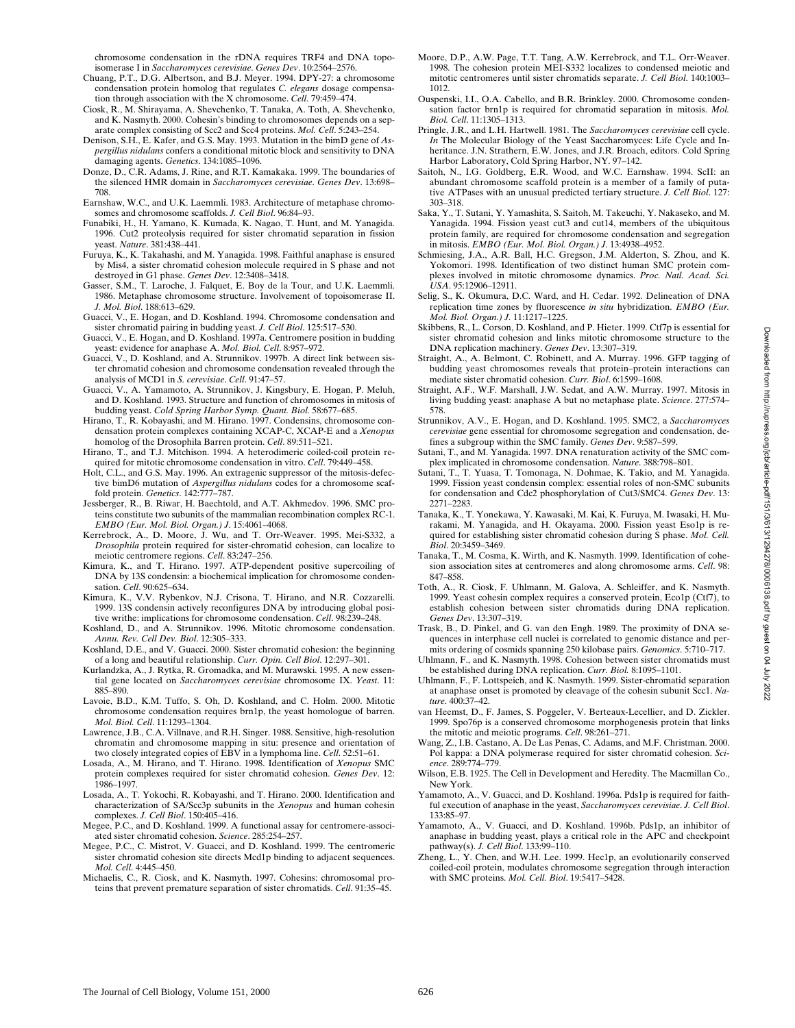chromosome condensation in the rDNA requires TRF4 and DNA topoisomerase I in *Saccharomyces cerevisiae*. *Genes Dev*. 10:2564–2576.

Chuang, P.T., D.G. Albertson, and B.J. Meyer. 1994. DPY-27: a chromosome condensation protein homolog that regulates *C. elegans* dosage compensation through association with the X chromosome. *Cell*. 79:459–474.

Ciosk, R., M. Shirayama, A. Shevchenko, T. Tanaka, A. Toth, A. Shevchenko, and K. Nasmyth. 2000. Cohesin's binding to chromosomes depends on a separate complex consisting of Scc2 and Scc4 proteins. *Mol. Cell*. 5:243–254.

Denison, S.H., E. Kafer, and G.S. May. 1993. Mutation in the bimD gene of *Aspergillus nidulans* confers a conditional mitotic block and sensitivity to DNA damaging agents. *Genetics*. 134:1085–1096.

Donze, D., C.R. Adams, J. Rine, and R.T. Kamakaka. 1999. The boundaries of the silenced HMR domain in *Saccharomyces cerevisiae*. *Genes Dev*. 13:698–708.

Earnshaw, W.C., and U.K. Laemmli. 1983. Architecture of metaphase chromosomes and chromosome scaffolds. *J. Cell Biol*. 96:84–93.

Funabiki, H., H. Yamano, K. Kumada, K. Nagao, T. Hunt, and M. Yanagida. 1996. Cut2 proteolysis required for sister chromatid separation in fission yeast. *Nature*. 381:438–441.

Furuya, K., K. Takahashi, and M. Yanagida. 1998. Faithful anaphase is ensured by Mis4, a sister chromatid cohesion molecule required in S phase and not destroyed in G1 phase. *Genes Dev*. 12:3408–3418.

Gasser, S.M., T. Laroche, J. Falquet, E. Boy de la Tour, and U.K. Laemmli. 1986. Metaphase chromosome structure. Involvement of topoisomerase II. *J. Mol. Biol*. 188:613–629.

Guacci, V., E. Hogan, and D. Koshland. 1994. Chromosome condensation and sister chromatid pairing in budding yeast. *J. Cell Biol*. 125:517–530.

Guacci, V., E. Hogan, and D. Koshland. 1997a. Centromere position in budding yeast: evidence for anaphase A. *Mol. Biol. Cell*. 8:957–972.

Guacci, V., D. Koshland, and A. Strunnikov. 1997b. A direct link between sister chromatid cohesion and chromosome condensation revealed through the analysis of MCD1 in *S. cerevisiae*. *Cell*. 91:47–57.

Guacci, V., A. Yamamoto, A. Strunnikov, J. Kingsbury, E. Hogan, P. Meluh, and D. Koshland. 1993. Structure and function of chromosomes in mitosis of budding yeast. *Cold Spring Harbor Symp. Quant. Biol*. 58:677–685.

Hirano, T., R. Kobayashi, and M. Hirano. 1997. Condensins, chromosome condensation protein complexes containing XCAP-C, XCAP-E and a *Xenopus* homolog of the Drosophila Barren protein. *Cell*. 89:511–521.

Hirano, T., and T.J. Mitchison. 1994. A heterodimeric coiled-coil protein required for mitotic chromosome condensation in vitro. *Cell*. 79:449–458.

Holt, C.L., and G.S. May. 1996. An extragenic suppressor of the mitosis-defective bimD6 mutation of *Aspergillus nidulans* codes for a chromosome scaffold protein. *Genetics*. 142:777–787.

Jessberger, R., B. Riwar, H. Baechtold, and A.T. Akhmedov. 1996. SMC proteins constitute two subunits of the mammalian recombination complex RC-1. *EMBO (Eur. Mol. Biol. Organ.) J*. 15:4061–4068.

Kerrebrock, A., D. Moore, J. Wu, and T. Orr-Weaver. 1995. Mei-S332, a *Drosophila* protein required for sister-chromatid cohesion, can localize to meiotic centromere regions. *Cell*. 83:247–256.

Kimura, K., and T. Hirano. 1997. ATP-dependent positive supercoiling of DNA by 13S condensin: a biochemical implication for chromosome condensation. *Cell*. 90:625–634.

Kimura, K., V.V. Rybenkov, N.J. Crisona, T. Hirano, and N.R. Cozzarelli. 1999. 13S condensin actively reconfigures DNA by introducing global positive writhe: implications for chromosome condensation. *Cell*. 98:239–248.

Koshland, D., and A. Strunnikov. 1996. Mitotic chromosome condensation. *Annu. Rev. Cell Dev. Biol*. 12:305–333.

Koshland, D.E., and V. Guacci. 2000. Sister chromatid cohesion: the beginning of a long and beautiful relationship. *Curr. Opin. Cell Biol*. 12:297–301.

Kurlandzka, A., J. Rytka, R. Gromadka, and M. Murawski. 1995. A new essential gene located on *Saccharomyces cerevisiae* chromosome IX. *Yeast*. 11: 885–890.

Lavoie, B.D., K.M. Tuffo, S. Oh, D. Koshland, and C. Holm. 2000. Mitotic chromosome condensation requires brn1p, the yeast homologue of barren. *Mol. Biol. Cell*. 11:1293–1304.

Lawrence, J.B., C.A. Villnave, and R.H. Singer. 1988. Sensitive, high-resolution chromatin and chromosome mapping in situ: presence and orientation of two closely integrated copies of EBV in a lymphoma line. *Cell*. 52:51–61.

Losada, A., M. Hirano, and T. Hirano. 1998. Identification of *Xenopus* SMC protein complexes required for sister chromatid cohesion. *Genes Dev*. 12: 1986–1997.

Losada, A., T. Yokochi, R. Kobayashi, and T. Hirano. 2000. Identification and characterization of SA/Scc3p subunits in the *Xenopus* and human cohesin complexes. *J. Cell Biol*. 150:405–416.

Megee, P.C., and D. Koshland. 1999. A functional assay for centromere-associated sister chromatid cohesion. *Science*. 285:254–257.

Megee, P.C., C. Mistrot, V. Guacci, and D. Koshland. 1999. The centromeric sister chromatid cohesion site directs Mcd1p binding to adjacent sequences. *Mol. Cell*. 4:445–450.

Michaelis, C., R. Ciosk, and K. Nasmyth. 1997. Cohesins: chromosomal proteins that prevent premature separation of sister chromatids. *Cell*. 91:35–45.

Moore, D.P., A.W. Page, T.T. Tang, A.W. Kerrebrock, and T.L. Orr-Weaver. 1998. The cohesion protein MEI-S332 localizes to condensed meiotic and mitotic centromeres until sister chromatids separate. *J. Cell Biol*. 140:1003–1012.

Ouspenski, I.I., O.A. Cabello, and B.R. Brinkley. 2000. Chromosome condensation factor brn1p is required for chromatid separation in mitosis. *Mol. Biol. Cell*. 11:1305–1313.

Pringle, J.R., and L.H. Hartwell. 1981. The *Saccharomyces cerevisiae* cell cycle. *In* The Molecular Biology of the Yeast Saccharomyces: Life Cycle and Inheritance. J.N. Strathern, E.W. Jones, and J.R. Broach, editors. Cold Spring Harbor Laboratory, Cold Spring Harbor, NY. 97–142.

Saitoh, N., I.G. Goldberg, E.R. Wood, and W.C. Earnshaw. 1994. ScII: an abundant chromosome scaffold protein is a member of a family of putative ATPases with an unusual predicted tertiary structure. *J. Cell Biol*. 127: 303–318.

Saka, Y., T. Sutani, Y. Yamashita, S. Saitoh, M. Takeuchi, Y. Nakaseko, and M. Yanagida. 1994. Fission yeast cut3 and cut14, members of the ubiquitous protein family, are required for chromosome condensation and segregation in mitosis. *EMBO (Eur. Mol. Biol. Organ.) J*. 13:4938–4952.

Schmiesing, J.A., A.R. Ball, H.C. Gregson, J.M. Alderton, S. Zhou, and K. Yokomori. 1998. Identification of two distinct human SMC protein complexes involved in mitotic chromosome dynamics. *Proc. Natl. Acad. Sci. USA*. 95:12906–12911.

Selig, S., K. Okumura, D.C. Ward, and H. Cedar. 1992. Delineation of DNA replication time zones by fluorescence *in situ* hybridization. *EMBO (Eur. Mol. Biol. Organ.) J*. 11:1217–1225.

Skibbens, R., L. Corson, D. Koshland, and P. Hieter. 1999. Ctf7p is essential for sister chromatid cohesion and links mitotic chromosome structure to the DNA replication machinery. *Genes Dev*. 13:307–319.

Straight, A., A. Belmont, C. Robinett, and A. Murray. 1996. GFP tagging of budding yeast chromosomes reveals that protein–protein interactions can mediate sister chromatid cohesion. *Curr. Biol*. 6:1599–1608.

Straight, A.F., W.F. Marshall, J.W. Sedat, and A.W. Murray. 1997. Mitosis in living budding yeast: anaphase A but no metaphase plate. *Science*. 277:574–578.

Strunnikov, A.V., E. Hogan, and D. Koshland. 1995. SMC2, a *Saccharomyces cerevisiae* gene essential for chromosome segregation and condensation, defines a subgroup within the SMC family. *Genes Dev*. 9:587–599.

Sutani, T., and M. Yanagida. 1997. DNA renaturation activity of the SMC complex implicated in chromosome condensation. *Nature*. 388:798–801.

Sutani, T., T. Yuasa, T. Tomonaga, N. Dohmae, K. Takio, and M. Yanagida. 1999. Fission yeast condensin complex: essential roles of non-SMC subunits for condensation and Cdc2 phosphorylation of Cut3/SMC4. *Genes Dev*. 13: 2271–2283.

Tanaka, K., T. Yonekawa, Y. Kawasaki, M. Kai, K. Furuya, M. Iwasaki, H. Murakami, M. Yanagida, and H. Okayama. 2000. Fission yeast Eso1p is required for establishing sister chromatid cohesion during S phase. *Mol. Cell. Biol*. 20:3459–3469.

Tanaka, T., M. Cosma, K. Wirth, and K. Nasmyth. 1999. Identification of cohesion association sites at centromeres and along chromosome arms. *Cell*. 98: 847–858.

Toth, A., R. Ciosk, F. Uhlmann, M. Galova, A. Schleiffer, and K. Nasmyth. 1999. Yeast cohesin complex requires a conserved protein, Eco1p (Ctf7), to establish cohesion between sister chromatids during DNA replication. *Genes Dev*. 13:307–319.

Trask, B., D. Pinkel, and G. van den Engh. 1989. The proximity of DNA sequences in interphase cell nuclei is correlated to genomic distance and permits ordering of cosmids spanning 250 kilobase pairs. *Genomics*. 5:710–717.

Uhlmann, F., and K. Nasmyth. 1998. Cohesion between sister chromatids must be established during DNA replication. *Curr. Biol*. 8:1095–1101.

Uhlmann, F., F. Lottspeich, and K. Nasmyth. 1999. Sister-chromatid separation at anaphase onset is promoted by cleavage of the cohesin subunit Scc1. *Nature*. 400:37–42.

van Heemst, D., F. James, S. Poggeler, V. Berteaux-Lecellier, and D. Zickler. 1999. Spo76p is a conserved chromosome morphogenesis protein that links the mitotic and meiotic programs. *Cell*. 98:261–271.

Wang, Z., I.B. Castano, A. De Las Penas, C. Adams, and M.F. Christman. 2000. Pol kappa: a DNA polymerase required for sister chromatid cohesion. *Science*. 289:774–779.

Wilson, E.B. 1925. The Cell in Development and Heredity. The Macmillan Co., New York.

Yamamoto, A., V. Guacci, and D. Koshland. 1996a. Pds1p is required for faithful execution of anaphase in the yeast, *Saccharomyces cerevisiae*. *J. Cell Biol*. 133:85–97.

Yamamoto, A., V. Guacci, and D. Koshland. 1996b. Pds1p, an inhibitor of anaphase in budding yeast, plays a critical role in the APC and checkpoint pathway(s). *J. Cell Biol*. 133:99–110.

Zheng, L., Y. Chen, and W.H. Lee. 1999. Hec1p, an evolutionarily conserved coiled-coil protein, modulates chromosome segregation through interaction with SMC proteins. *Mol. Cell. Biol*. 19:5417–5428.